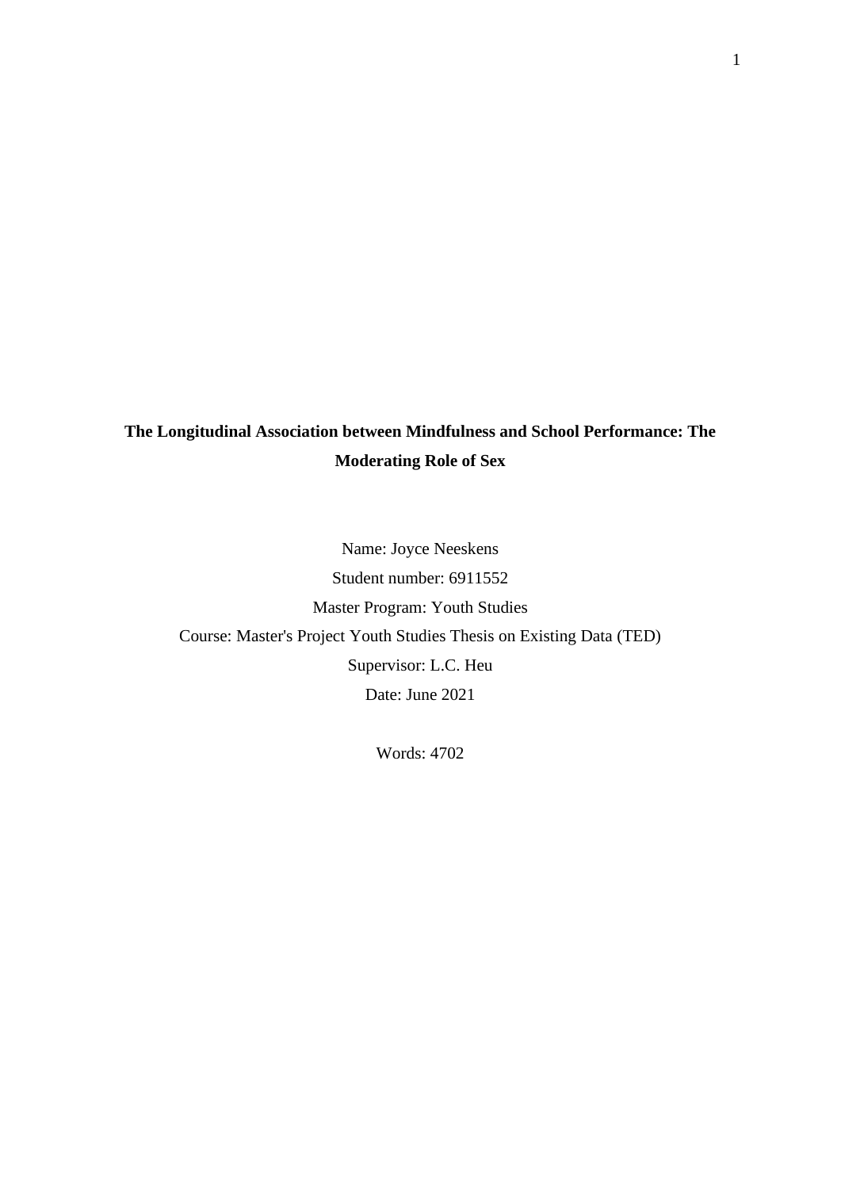# The Longitudinal Association between Mindfulness and School Performance: The Moderating Role of Sex

Name: Joyce Neeskens

Student number: 6911552

Master Program: Youth Studies

Course: Master's Project Youth Studies Thesis on Existing Data (TED)

Supervisor: L.C. Heu

Date: June 2021

Words: 4702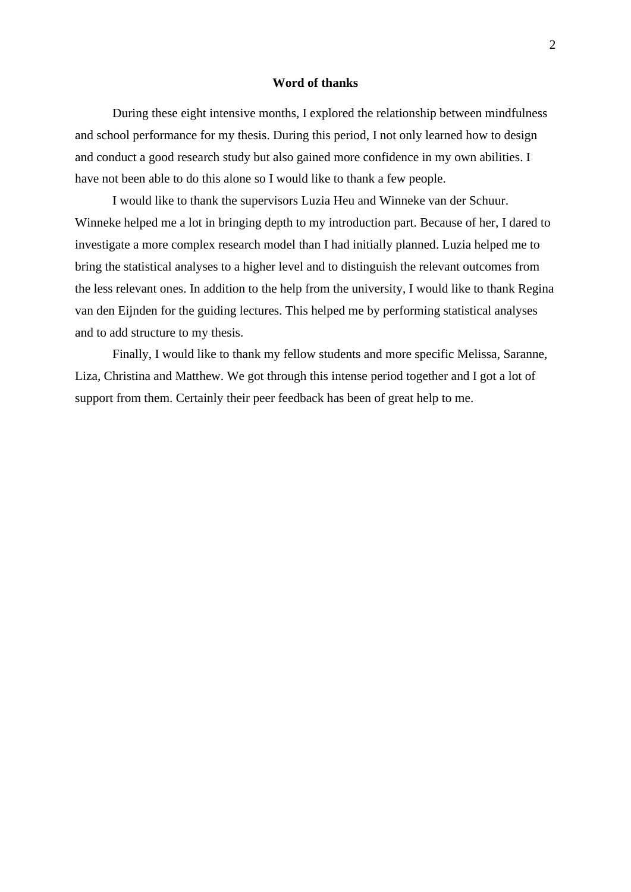## Word of thanks

During these eight intensive months, I explored the relationship between mindfulness and school performance for my thesis. During this period, I not only learned how to design and conduct a good research study but also gained more confidence in my own abilities. I have not been able to do this alone so I would like to thank a few people.

I would like to thank the supervisors Luzia Heu and Winneke van der Schuur. Winneke helped me a lot in bringing depth to my introduction part. Because of her, I dared to investigate a more complex research model than I had initially planned. Luzia helped me to bring the statistical analyses to a higher level and to distinguish the relevant outcomes from the less relevant ones. In addition to the help from the university, I would like to thank Regina van den Eijnden for the guiding lectures. This helped me by performing statistical analyses and to add structure to my thesis.

Finally, I would like to thank my fellow students and more specific Melissa, Saranne, Liza, Christina and Matthew. We got through this intense period together and I got a lot of support from them. Certainly their peer feedback has been of great help to me.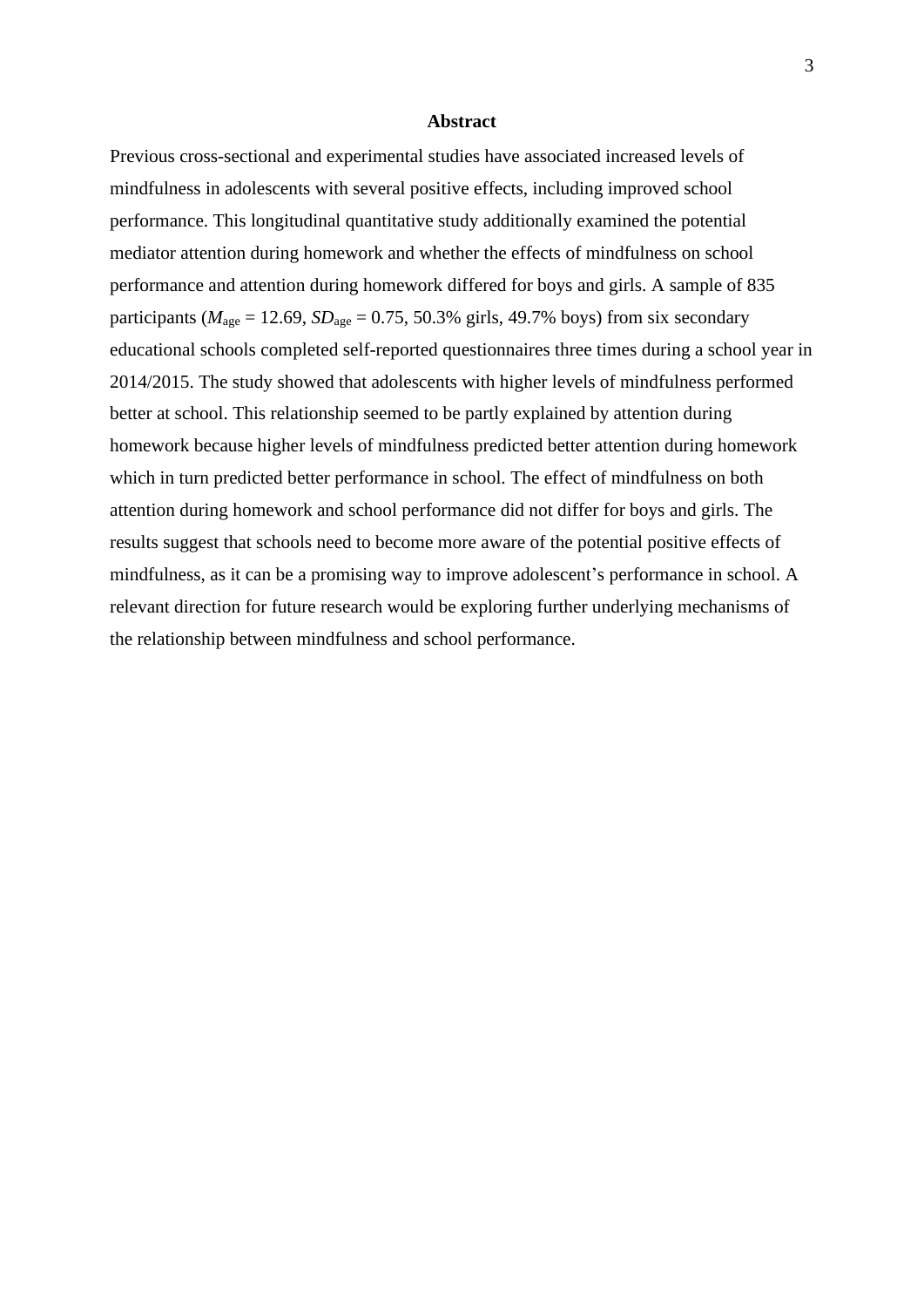## Abstract

Previous cross-sectional and experimental studies have associated increased levels of mindfulness in adolescents with several positive effects, including improved school performance. This longitudinal quantitative study additionally examined the potential mediator attention during homework and whether the effects of mindfulness on school performance and attention during homework differed for boys and girls. A sample of 835 participants ($M_{age}$ = 12.69, $SD_{age}$ = 0.75, 50.3% girls, 49.7% boys) from six secondary educational schools completed self-reported questionnaires three times during a school year in 2014/2015. The study showed that adolescents with higher levels of mindfulness performed better at school. This relationship seemed to be partly explained by attention during homework because higher levels of mindfulness predicted better attention during homework which in turn predicted better performance in school. The effect of mindfulness on both attention during homework and school performance did not differ for boys and girls. The results suggest that schools need to become more aware of the potential positive effects of mindfulness, as it can be a promising way to improve adolescent's performance in school. A relevant direction for future research would be exploring further underlying mechanisms of the relationship between mindfulness and school performance.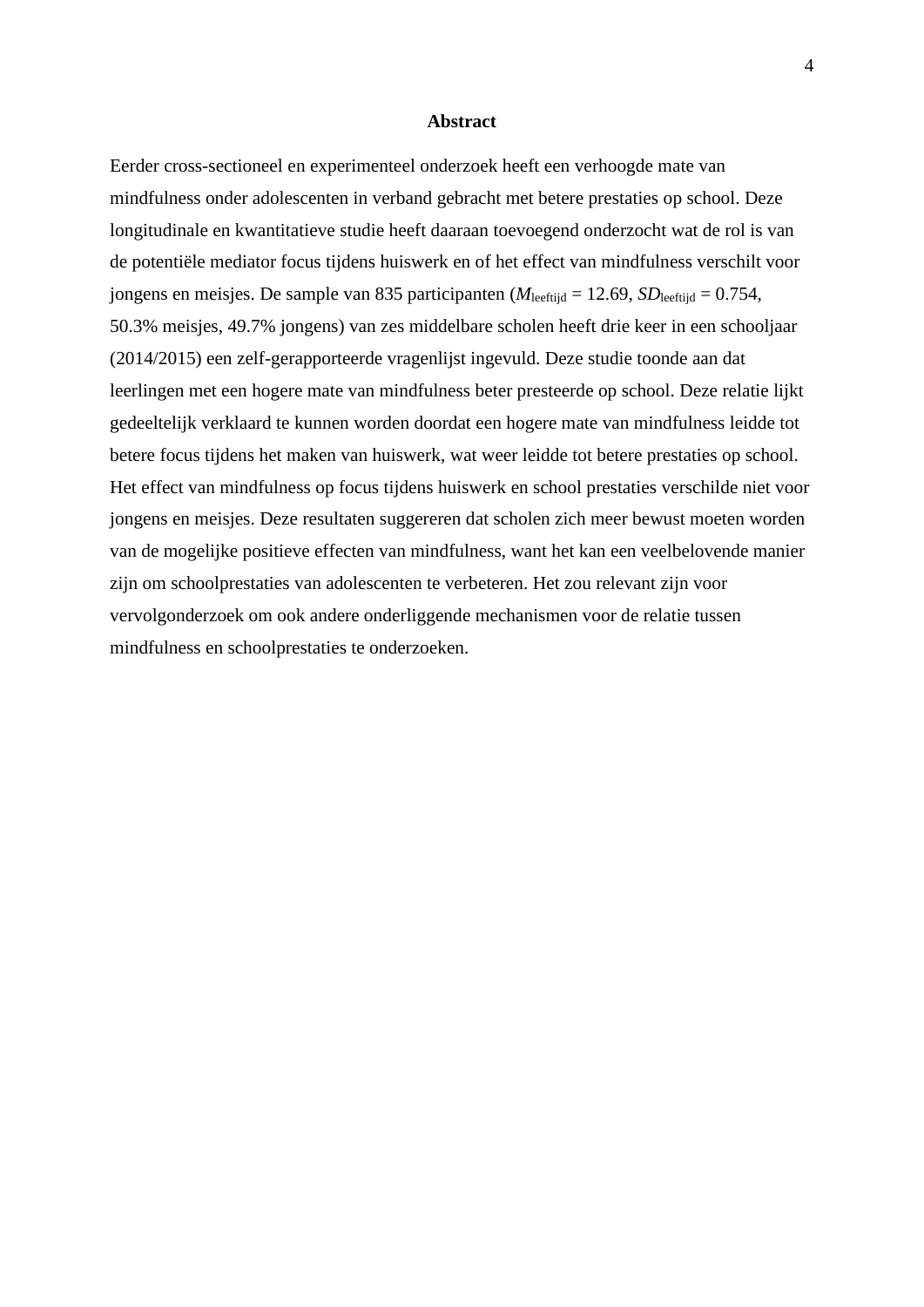# Abstract

Eerder cross-sectioneel en experimenteel onderzoek heeft een verhoogde mate van mindfulness onder adolescenten in verband gebracht met betere prestaties op school. Deze longitudinale en kwantitatieve studie heeft daaraan toevoegend onderzocht wat de rol is van de potentiële mediator focus tijdens huiswerk en of het effect van mindfulness verschilt voor jongens en meisjes. De sample van 835 participanten ($M_{leeftijd}$ = 12.69, $SD_{leeftijd}$ = 0.754, 50.3% meisjes, 49.7% jongens) van zes middelbare scholen heeft drie keer in een schooljaar (2014/2015) een zelf-gerapporteerde vragenlijst ingevuld. Deze studie toonde aan dat leerlingen met een hogere mate van mindfulness beter presteerde op school. Deze relatie lijkt gedeeltelijk verklaard te kunnen worden doordat een hogere mate van mindfulness leidde tot betere focus tijdens het maken van huiswerk, wat weer leidde tot betere prestaties op school. Het effect van mindfulness op focus tijdens huiswerk en school prestaties verschilde niet voor jongens en meisjes. Deze resultaten suggereren dat scholen zich meer bewust moeten worden van de mogelijke positieve effecten van mindfulness, want het kan een veelbelovende manier zijn om schoolprestaties van adolescenten te verbeteren. Het zou relevant zijn voor vervolgonderzoek om ook andere onderliggende mechanismen voor de relatie tussen mindfulness en schoolprestaties te onderzoeken.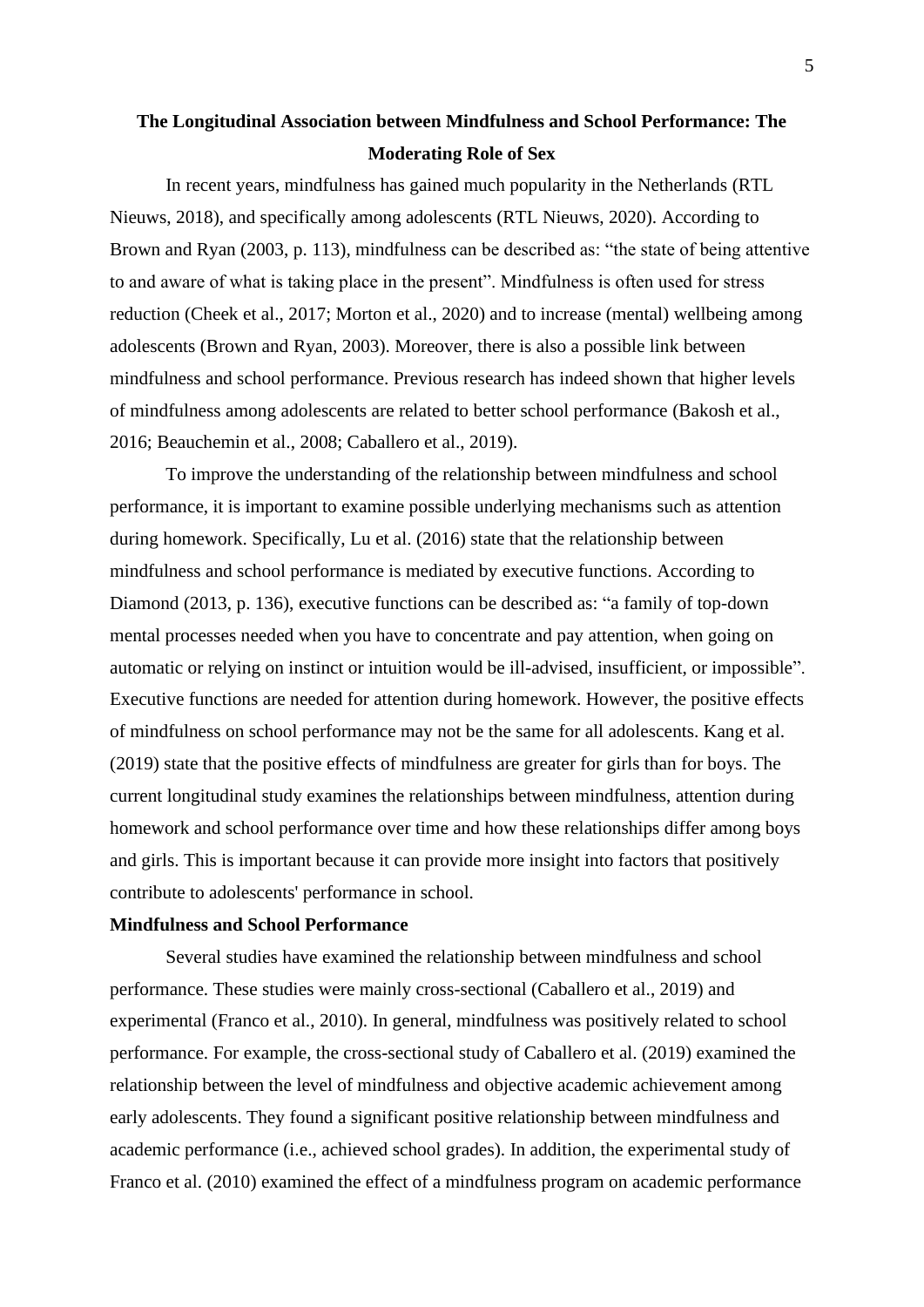# The Longitudinal Association between Mindfulness and School Performance: The Moderating Role of Sex

In recent years, mindfulness has gained much popularity in the Netherlands (RTL Nieuws, 2018), and specifically among adolescents (RTL Nieuws, 2020). According to Brown and Ryan (2003, p. 113), mindfulness can be described as: "the state of being attentive to and aware of what is taking place in the present". Mindfulness is often used for stress reduction (Cheek et al., 2017; Morton et al., 2020) and to increase (mental) wellbeing among adolescents (Brown and Ryan, 2003). Moreover, there is also a possible link between mindfulness and school performance. Previous research has indeed shown that higher levels of mindfulness among adolescents are related to better school performance (Bakosh et al., 2016; Beauchemin et al., 2008; Caballero et al., 2019).

To improve the understanding of the relationship between mindfulness and school performance, it is important to examine possible underlying mechanisms such as attention during homework. Specifically, Lu et al. (2016) state that the relationship between mindfulness and school performance is mediated by executive functions. According to Diamond (2013, p. 136), executive functions can be described as: "a family of top-down mental processes needed when you have to concentrate and pay attention, when going on automatic or relying on instinct or intuition would be ill-advised, insufficient, or impossible". Executive functions are needed for attention during homework. However, the positive effects of mindfulness on school performance may not be the same for all adolescents. Kang et al. (2019) state that the positive effects of mindfulness are greater for girls than for boys. The current longitudinal study examines the relationships between mindfulness, attention during homework and school performance over time and how these relationships differ among boys and girls. This is important because it can provide more insight into factors that positively contribute to adolescents' performance in school.

## Mindfulness and School Performance

Several studies have examined the relationship between mindfulness and school performance. These studies were mainly cross-sectional (Caballero et al., 2019) and experimental (Franco et al., 2010). In general, mindfulness was positively related to school performance. For example, the cross-sectional study of Caballero et al. (2019) examined the relationship between the level of mindfulness and objective academic achievement among early adolescents. They found a significant positive relationship between mindfulness and academic performance (i.e., achieved school grades). In addition, the experimental study of Franco et al. (2010) examined the effect of a mindfulness program on academic performance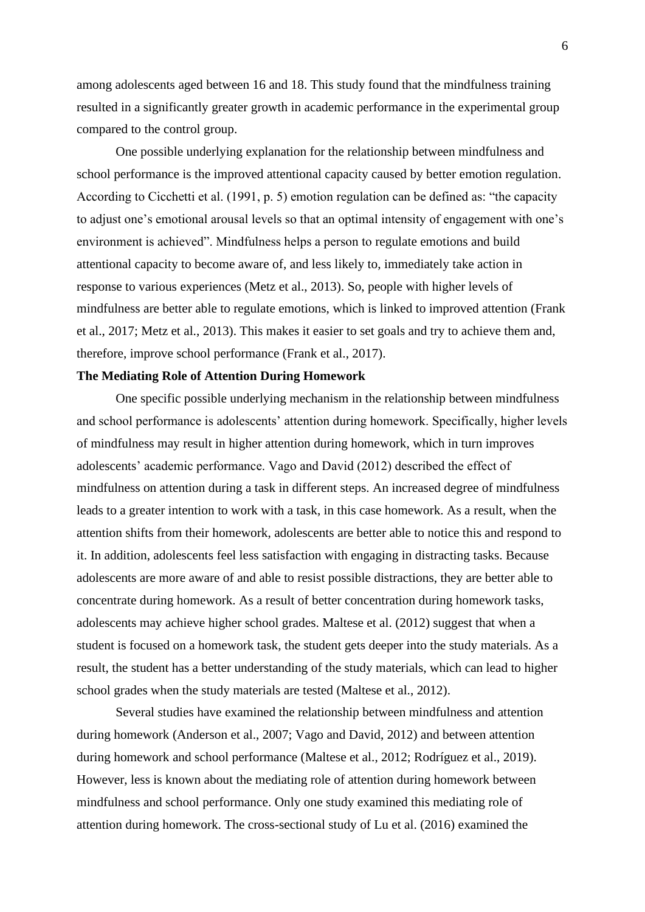among adolescents aged between 16 and 18. This study found that the mindfulness training resulted in a significantly greater growth in academic performance in the experimental group compared to the control group.

One possible underlying explanation for the relationship between mindfulness and school performance is the improved attentional capacity caused by better emotion regulation. According to Cicchetti et al. (1991, p. 5) emotion regulation can be defined as: “the capacity to adjust one’s emotional arousal levels so that an optimal intensity of engagement with one’s environment is achieved”. Mindfulness helps a person to regulate emotions and build attentional capacity to become aware of, and less likely to, immediately take action in response to various experiences (Metz et al., 2013). So, people with higher levels of mindfulness are better able to regulate emotions, which is linked to improved attention (Frank et al., 2017; Metz et al., 2013). This makes it easier to set goals and try to achieve them and, therefore, improve school performance (Frank et al., 2017).

**The Mediating Role of Attention During Homework**

One specific possible underlying mechanism in the relationship between mindfulness and school performance is adolescents’ attention during homework. Specifically, higher levels of mindfulness may result in higher attention during homework, which in turn improves adolescents’ academic performance. Vago and David (2012) described the effect of mindfulness on attention during a task in different steps. An increased degree of mindfulness leads to a greater intention to work with a task, in this case homework. As a result, when the attention shifts from their homework, adolescents are better able to notice this and respond to it. In addition, adolescents feel less satisfaction with engaging in distracting tasks. Because adolescents are more aware of and able to resist possible distractions, they are better able to concentrate during homework. As a result of better concentration during homework tasks, adolescents may achieve higher school grades. Maltese et al. (2012) suggest that when a student is focused on a homework task, the student gets deeper into the study materials. As a result, the student has a better understanding of the study materials, which can lead to higher school grades when the study materials are tested (Maltese et al., 2012).

Several studies have examined the relationship between mindfulness and attention during homework (Anderson et al., 2007; Vago and David, 2012) and between attention during homework and school performance (Maltese et al., 2012; Rodríguez et al., 2019). However, less is known about the mediating role of attention during homework between mindfulness and school performance. Only one study examined this mediating role of attention during homework. The cross-sectional study of Lu et al. (2016) examined the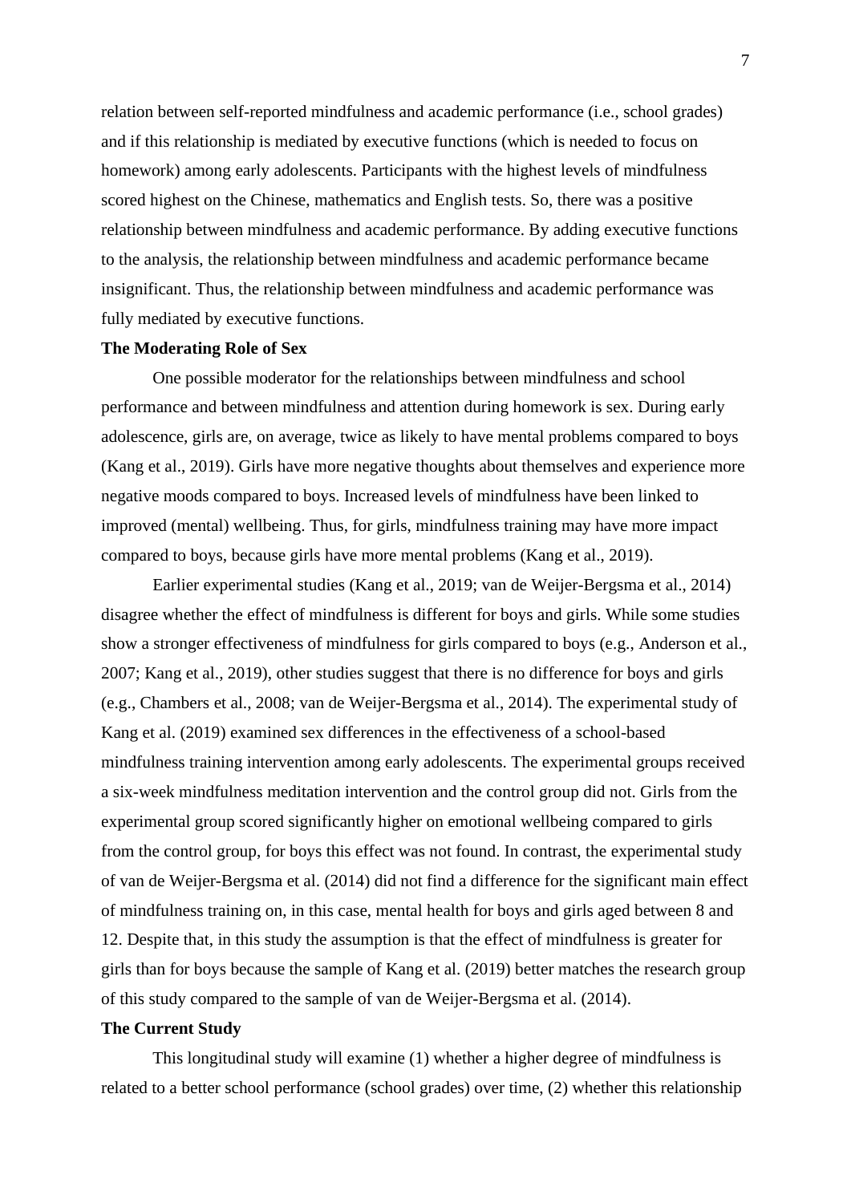relation between self-reported mindfulness and academic performance (i.e., school grades) and if this relationship is mediated by executive functions (which is needed to focus on homework) among early adolescents. Participants with the highest levels of mindfulness scored highest on the Chinese, mathematics and English tests. So, there was a positive relationship between mindfulness and academic performance. By adding executive functions to the analysis, the relationship between mindfulness and academic performance became insignificant. Thus, the relationship between mindfulness and academic performance was fully mediated by executive functions.

**The Moderating Role of Sex**

One possible moderator for the relationships between mindfulness and school performance and between mindfulness and attention during homework is sex. During early adolescence, girls are, on average, twice as likely to have mental problems compared to boys (Kang et al., 2019). Girls have more negative thoughts about themselves and experience more negative moods compared to boys. Increased levels of mindfulness have been linked to improved (mental) wellbeing. Thus, for girls, mindfulness training may have more impact compared to boys, because girls have more mental problems (Kang et al., 2019).

Earlier experimental studies (Kang et al., 2019; van de Weijer-Bergsma et al., 2014) disagree whether the effect of mindfulness is different for boys and girls. While some studies show a stronger effectiveness of mindfulness for girls compared to boys (e.g., Anderson et al., 2007; Kang et al., 2019), other studies suggest that there is no difference for boys and girls (e.g., Chambers et al., 2008; van de Weijer-Bergsma et al., 2014). The experimental study of Kang et al. (2019) examined sex differences in the effectiveness of a school-based mindfulness training intervention among early adolescents. The experimental groups received a six-week mindfulness meditation intervention and the control group did not. Girls from the experimental group scored significantly higher on emotional wellbeing compared to girls from the control group, for boys this effect was not found. In contrast, the experimental study of van de Weijer-Bergsma et al. (2014) did not find a difference for the significant main effect of mindfulness training on, in this case, mental health for boys and girls aged between 8 and 12. Despite that, in this study the assumption is that the effect of mindfulness is greater for girls than for boys because the sample of Kang et al. (2019) better matches the research group of this study compared to the sample of van de Weijer-Bergsma et al. (2014).

**The Current Study**

This longitudinal study will examine (1) whether a higher degree of mindfulness is related to a better school performance (school grades) over time, (2) whether this relationship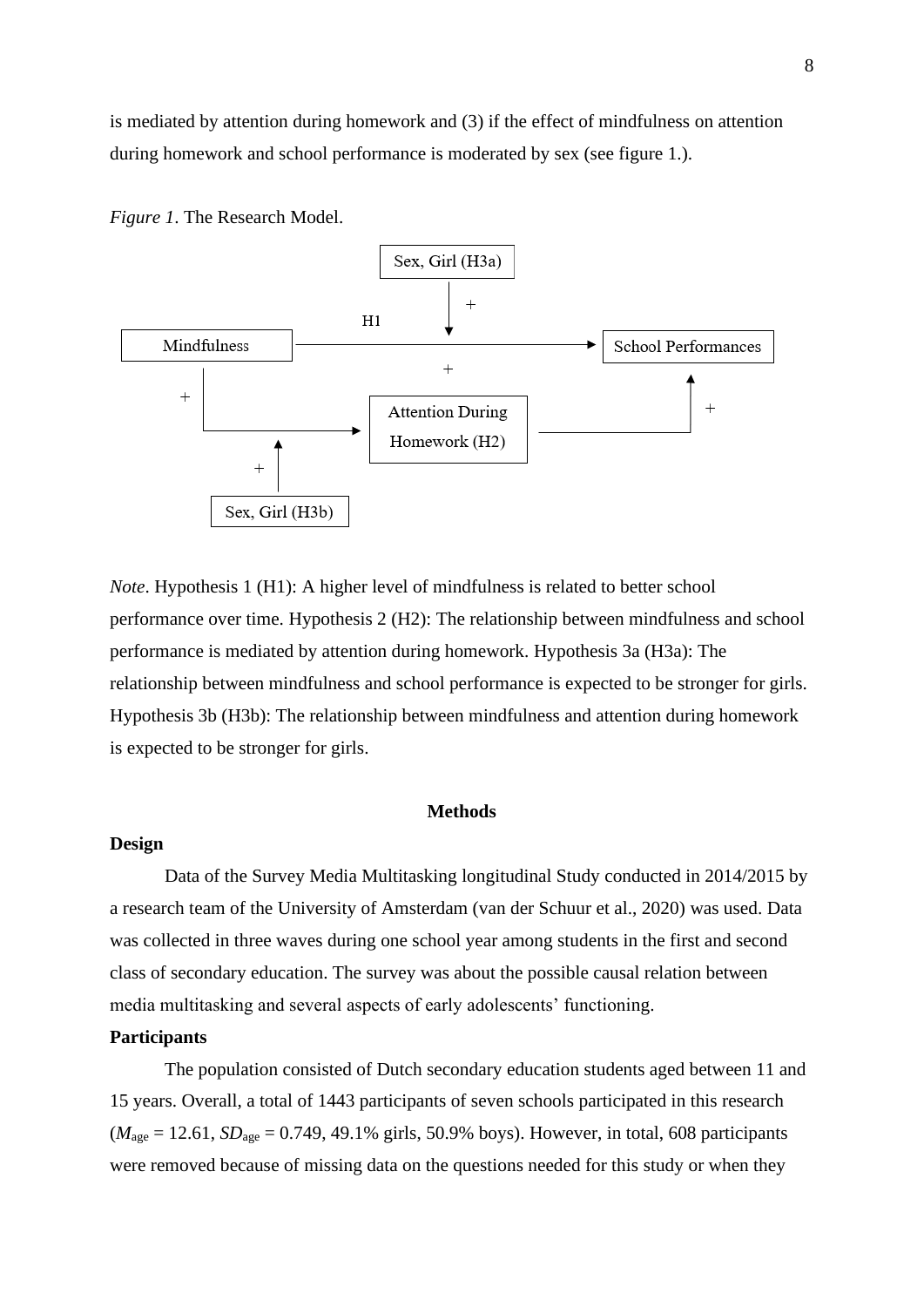is mediated by attention during homework and (3) if the effect of mindfulness on attention during homework and school performance is moderated by sex (see figure 1.).

*Figure 1*. The Research Model.

Sex, Girl (H3a)

H1

Mindfulness

School Performances

Attention During Homework (H2)

Sex, Girl (H3b)

*Note*. Hypothesis 1 (H1): A higher level of mindfulness is related to better school performance over time. Hypothesis 2 (H2): The relationship between mindfulness and school performance is mediated by attention during homework. Hypothesis 3a (H3a): The relationship between mindfulness and school performance is expected to be stronger for girls. Hypothesis 3b (H3b): The relationship between mindfulness and attention during homework is expected to be stronger for girls.

## Methods

**Design**

Data of the Survey Media Multitasking longitudinal Study conducted in 2014/2015 by a research team of the University of Amsterdam (van der Schuur et al., 2020) was used. Data was collected in three waves during one school year among students in the first and second class of secondary education. The survey was about the possible causal relation between media multitasking and several aspects of early adolescents' functioning.

**Participants**

The population consisted of Dutch secondary education students aged between 11 and 15 years. Overall, a total of 1443 participants of seven schools participated in this research ($M_{age}$ = 12.61, $SD_{age}$ = 0.749, 49.1% girls, 50.9% boys). However, in total, 608 participants were removed because of missing data on the questions needed for this study or when they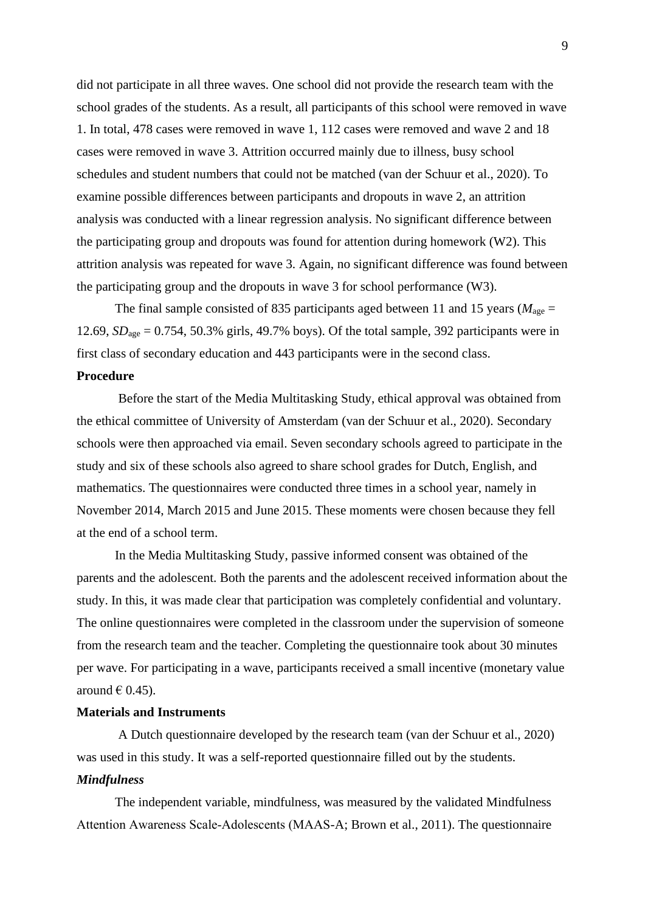did not participate in all three waves. One school did not provide the research team with the school grades of the students. As a result, all participants of this school were removed in wave 1. In total, 478 cases were removed in wave 1, 112 cases were removed and wave 2 and 18 cases were removed in wave 3. Attrition occurred mainly due to illness, busy school schedules and student numbers that could not be matched (van der Schuur et al., 2020). To examine possible differences between participants and dropouts in wave 2, an attrition analysis was conducted with a linear regression analysis. No significant difference between the participating group and dropouts was found for attention during homework (W2). This attrition analysis was repeated for wave 3. Again, no significant difference was found between the participating group and the dropouts in wave 3 for school performance (W3).

The final sample consisted of 835 participants aged between 11 and 15 years ($M_{age}$ = 12.69, $SD_{age}$ = 0.754, 50.3% girls, 49.7% boys). Of the total sample, 392 participants were in first class of secondary education and 443 participants were in the second class.

**Procedure**

Before the start of the Media Multitasking Study, ethical approval was obtained from the ethical committee of University of Amsterdam (van der Schuur et al., 2020). Secondary schools were then approached via email. Seven secondary schools agreed to participate in the study and six of these schools also agreed to share school grades for Dutch, English, and mathematics. The questionnaires were conducted three times in a school year, namely in November 2014, March 2015 and June 2015. These moments were chosen because they fell at the end of a school term.

In the Media Multitasking Study, passive informed consent was obtained of the parents and the adolescent. Both the parents and the adolescent received information about the study. In this, it was made clear that participation was completely confidential and voluntary. The online questionnaires were completed in the classroom under the supervision of someone from the research team and the teacher. Completing the questionnaire took about 30 minutes per wave. For participating in a wave, participants received a small incentive (monetary value around € 0.45).

**Materials and Instruments**

A Dutch questionnaire developed by the research team (van der Schuur et al., 2020) was used in this study. It was a self-reported questionnaire filled out by the students.

***Mindfulness***

The independent variable, mindfulness, was measured by the validated Mindfulness Attention Awareness Scale-Adolescents (MAAS-A; Brown et al., 2011). The questionnaire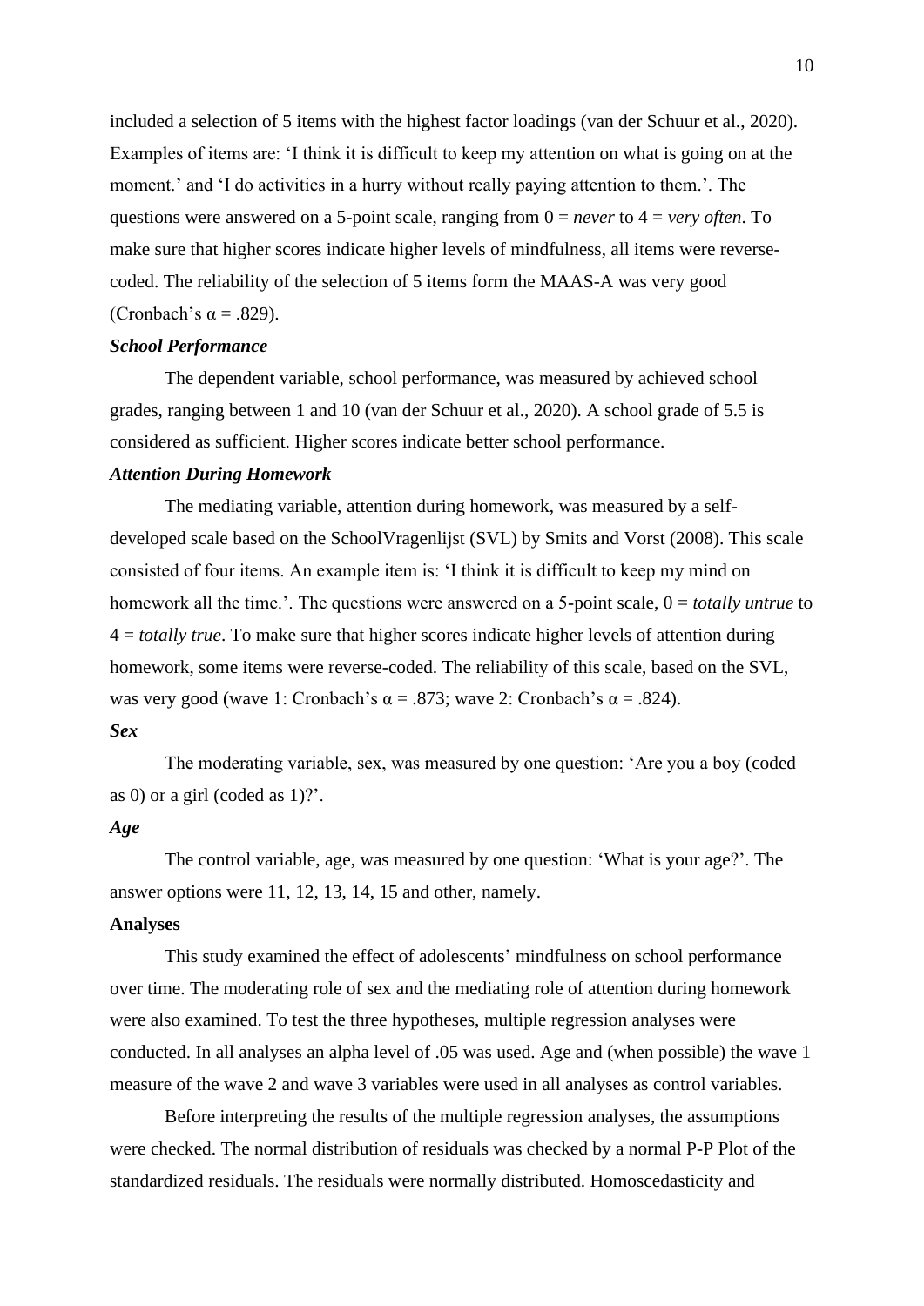included a selection of 5 items with the highest factor loadings (van der Schuur et al., 2020). Examples of items are: 'I think it is difficult to keep my attention on what is going on at the moment.' and 'I do activities in a hurry without really paying attention to them.'. The questions were answered on a 5-point scale, ranging from 0 = *never* to 4 = *very often*. To make sure that higher scores indicate higher levels of mindfulness, all items were reverse-coded. The reliability of the selection of 5 items form the MAAS-A was very good (Cronbach's $\alpha = .829$).

### *School Performance*

The dependent variable, school performance, was measured by achieved school grades, ranging between 1 and 10 (van der Schuur et al., 2020). A school grade of 5.5 is considered as sufficient. Higher scores indicate better school performance.

### *Attention During Homework*

The mediating variable, attention during homework, was measured by a self-developed scale based on the SchoolVragenlijst (SVL) by Smits and Vorst (2008). This scale consisted of four items. An example item is: 'I think it is difficult to keep my mind on homework all the time.'. The questions were answered on a 5-point scale, 0 = *totally untrue* to 4 = *totally true*. To make sure that higher scores indicate higher levels of attention during homework, some items were reverse-coded. The reliability of this scale, based on the SVL, was very good (wave 1: Cronbach's $\alpha = .873$; wave 2: Cronbach's $\alpha = .824$).

### *Sex*

The moderating variable, sex, was measured by one question: 'Are you a boy (coded as 0) or a girl (coded as 1)?'.

### *Age*

The control variable, age, was measured by one question: 'What is your age?'. The answer options were 11, 12, 13, 14, 15 and other, namely.

## Analyses

This study examined the effect of adolescents' mindfulness on school performance over time. The moderating role of sex and the mediating role of attention during homework were also examined. To test the three hypotheses, multiple regression analyses were conducted. In all analyses an alpha level of .05 was used. Age and (when possible) the wave 1 measure of the wave 2 and wave 3 variables were used in all analyses as control variables.

Before interpreting the results of the multiple regression analyses, the assumptions were checked. The normal distribution of residuals was checked by a normal P-P Plot of the standardized residuals. The residuals were normally distributed. Homoscedasticity and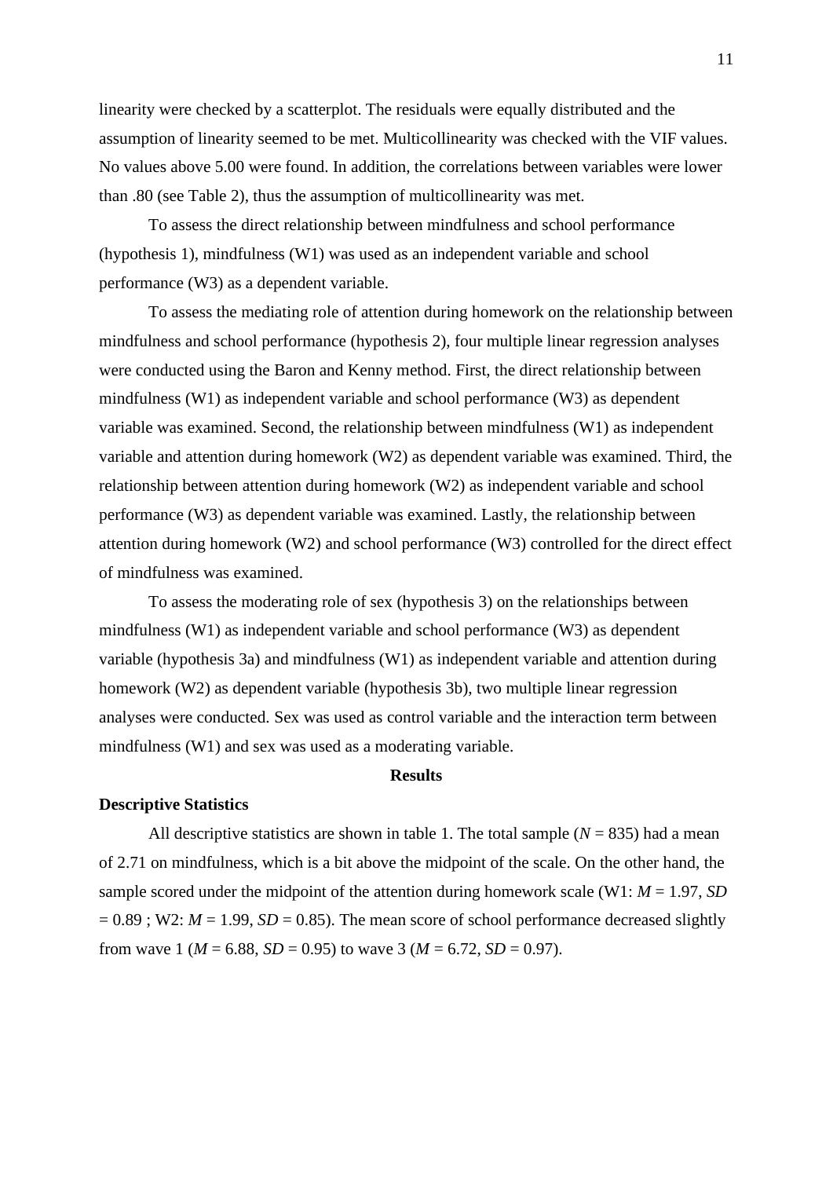linearity were checked by a scatterplot. The residuals were equally distributed and the assumption of linearity seemed to be met. Multicollinearity was checked with the VIF values. No values above 5.00 were found. In addition, the correlations between variables were lower than .80 (see Table 2), thus the assumption of multicollinearity was met.

To assess the direct relationship between mindfulness and school performance (hypothesis 1), mindfulness (W1) was used as an independent variable and school performance (W3) as a dependent variable.

To assess the mediating role of attention during homework on the relationship between mindfulness and school performance (hypothesis 2), four multiple linear regression analyses were conducted using the Baron and Kenny method. First, the direct relationship between mindfulness (W1) as independent variable and school performance (W3) as dependent variable was examined. Second, the relationship between mindfulness (W1) as independent variable and attention during homework (W2) as dependent variable was examined. Third, the relationship between attention during homework (W2) as independent variable and school performance (W3) as dependent variable was examined. Lastly, the relationship between attention during homework (W2) and school performance (W3) controlled for the direct effect of mindfulness was examined.

To assess the moderating role of sex (hypothesis 3) on the relationships between mindfulness (W1) as independent variable and school performance (W3) as dependent variable (hypothesis 3a) and mindfulness (W1) as independent variable and attention during homework (W2) as dependent variable (hypothesis 3b), two multiple linear regression analyses were conducted. Sex was used as control variable and the interaction term between mindfulness (W1) and sex was used as a moderating variable.

## Results

### Descriptive Statistics

All descriptive statistics are shown in table 1. The total sample ($N$ = 835) had a mean of 2.71 on mindfulness, which is a bit above the midpoint of the scale. On the other hand, the sample scored under the midpoint of the attention during homework scale (W1: $M$ = 1.97, $SD$ = 0.89 ; W2: $M$ = 1.99, $SD$ = 0.85). The mean score of school performance decreased slightly from wave 1 ($M$ = 6.88, $SD$ = 0.95) to wave 3 ($M$ = 6.72, $SD$ = 0.97).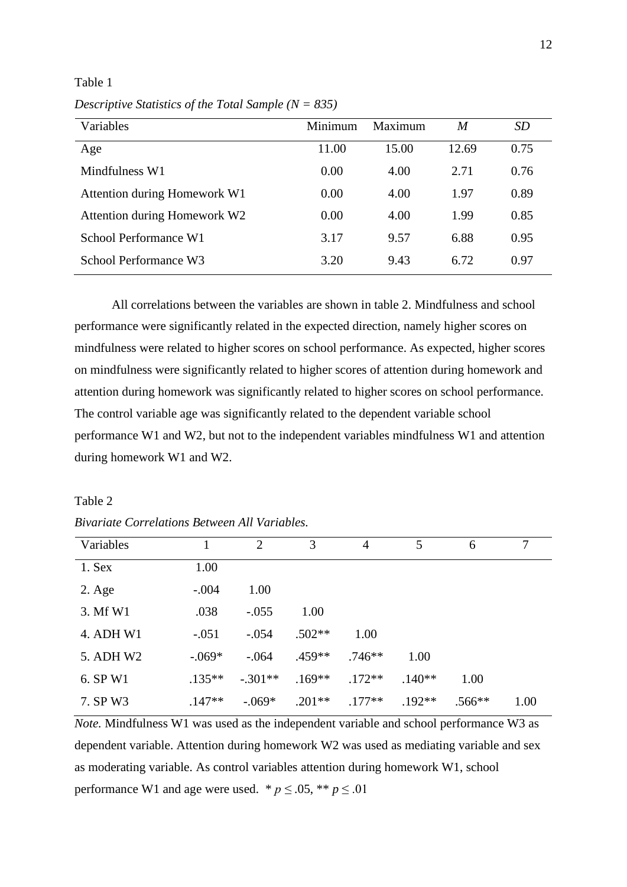Table 1

*Descriptive Statistics of the Total Sample (N = 835)*

| Variables | Minimum | Maximum | *M* | *SD* |
|---|---|---|---|---|
| Age | 11.00 | 15.00 | 12.69 | 0.75 |
| Mindfulness W1 | 0.00 | 4.00 | 2.71 | 0.76 |
| Attention during Homework W1 | 0.00 | 4.00 | 1.97 | 0.89 |
| Attention during Homework W2 | 0.00 | 4.00 | 1.99 | 0.85 |
| School Performance W1 | 3.17 | 9.57 | 6.88 | 0.95 |
| School Performance W3 | 3.20 | 9.43 | 6.72 | 0.97 |

All correlations between the variables are shown in table 2. Mindfulness and school performance were significantly related in the expected direction, namely higher scores on mindfulness were related to higher scores on school performance. As expected, higher scores on mindfulness were significantly related to higher scores of attention during homework and attention during homework was significantly related to higher scores on school performance. The control variable age was significantly related to the dependent variable school performance W1 and W2, but not to the independent variables mindfulness W1 and attention during homework W1 and W2.

Table 2

*Bivariate Correlations Between All Variables.*

| Variables | 1 | 2 | 3 | 4 | 5 | 6 | 7 |
|---|---|---|---|---|---|---|---|
| 1. Sex | 1.00 | | | | | | |
| 2. Age | -.004 | 1.00 | | | | | |
| 3. Mf W1 | .038 | -.055 | 1.00 | | | | |
| 4. ADH W1 | -.051 | -.054 | .502** | 1.00 | | | |
| 5. ADH W2 | -.069* | -.064 | .459** | .746** | 1.00 | | |
| 6. SP W1 | .135** | -.301** | .169** | .172** | .140** | 1.00 | |
| 7. SP W3 | .147** | -.069* | .201** | .177** | .192** | .566** | 1.00 |

*Note.* Mindfulness W1 was used as the independent variable and school performance W3 as dependent variable. Attention during homework W2 was used as mediating variable and sex as moderating variable. As control variables attention during homework W1, school performance W1 and age were used. * $p \leq .05$, ** $p \leq .01$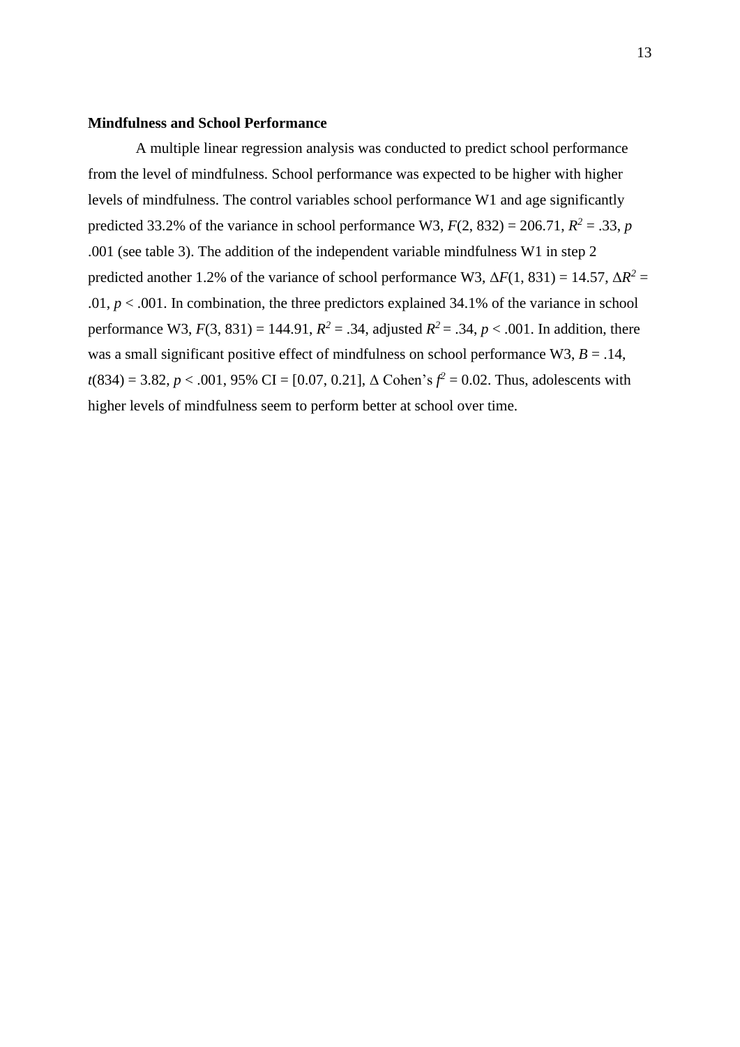**Mindfulness and School Performance**

A multiple linear regression analysis was conducted to predict school performance from the level of mindfulness. School performance was expected to be higher with higher levels of mindfulness. The control variables school performance W1 and age significantly predicted 33.2% of the variance in school performance W3, $F(2, 832) = 206.71$, $R^2 = .33$, $p$ .001 (see table 3). The addition of the independent variable mindfulness W1 in step 2 predicted another 1.2% of the variance of school performance W3, $\Delta F(1, 831) = 14.57$, $\Delta R^2 = .01$, $p < .001$. In combination, the three predictors explained 34.1% of the variance in school performance W3, $F(3, 831) = 144.91$, $R^2 = .34$, adjusted $R^2 = .34$, $p < .001$. In addition, there was a small significant positive effect of mindfulness on school performance W3, $B = .14$, $t(834) = 3.82$, $p < .001$, 95% CI = [0.07, 0.21], Δ Cohen's $f^2 = 0.02$. Thus, adolescents with higher levels of mindfulness seem to perform better at school over time.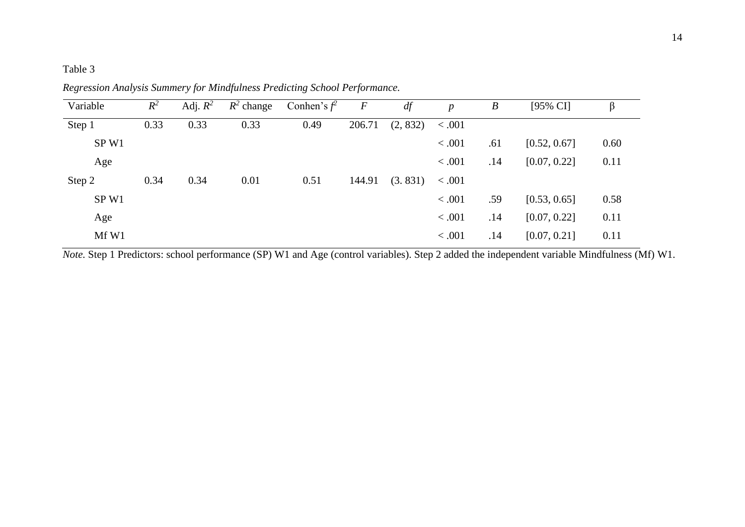Table 3

*Regression Analysis Summery for Mindfulness Predicting School Performance.*

| Variable | $R^2$ | Adj. $R^2$ | $R^2$ change | Conhen's $f^2$ | $F$ | $df$ | $p$ | $B$ | [95% CI] | β |
|---|---|---|---|---|---|---|---|---|---|---|
| Step 1 | 0.33 | 0.33 | 0.33 | 0.49 | 206.71 | (2, 832) | < .001 | | | |
| SP W1 | | | | | | | < .001 | .61 | [0.52, 0.67] | 0.60 |
| Age | | | | | | | < .001 | .14 | [0.07, 0.22] | 0.11 |
| Step 2 | 0.34 | 0.34 | 0.01 | 0.51 | 144.91 | (3. 831) | < .001 | | | |
| SP W1 | | | | | | | < .001 | .59 | [0.53, 0.65] | 0.58 |
| Age | | | | | | | < .001 | .14 | [0.07, 0.22] | 0.11 |
| Mf W1 | | | | | | | < .001 | .14 | [0.07, 0.21] | 0.11 |

*Note.* Step 1 Predictors: school performance (SP) W1 and Age (control variables). Step 2 added the independent variable Mindfulness (Mf) W1.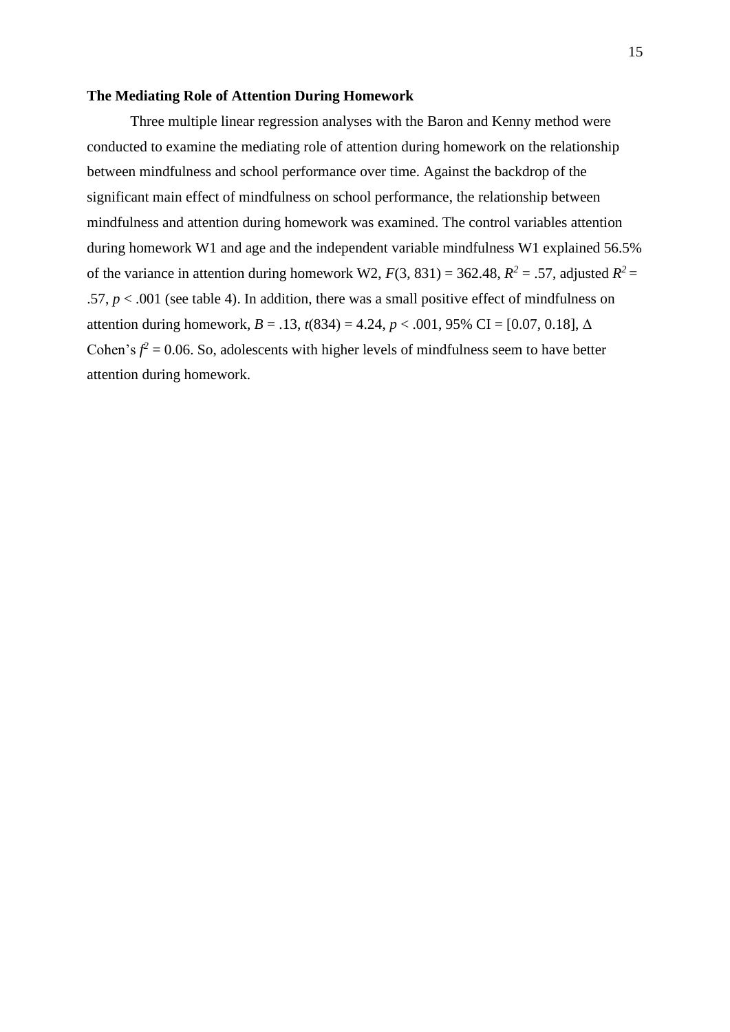**The Mediating Role of Attention During Homework**

Three multiple linear regression analyses with the Baron and Kenny method were conducted to examine the mediating role of attention during homework on the relationship between mindfulness and school performance over time. Against the backdrop of the significant main effect of mindfulness on school performance, the relationship between mindfulness and attention during homework was examined. The control variables attention during homework W1 and age and the independent variable mindfulness W1 explained 56.5% of the variance in attention during homework W2, $F(3, 831) = 362.48$, $R^2 = .57$, adjusted $R^2 = .57$, $p < .001$ (see table 4). In addition, there was a small positive effect of mindfulness on attention during homework, $B = .13$, $t(834) = 4.24$, $p < .001$, 95% CI = [0.07, 0.18], $\Delta$ Cohen's $f^2 = 0.06$. So, adolescents with higher levels of mindfulness seem to have better attention during homework.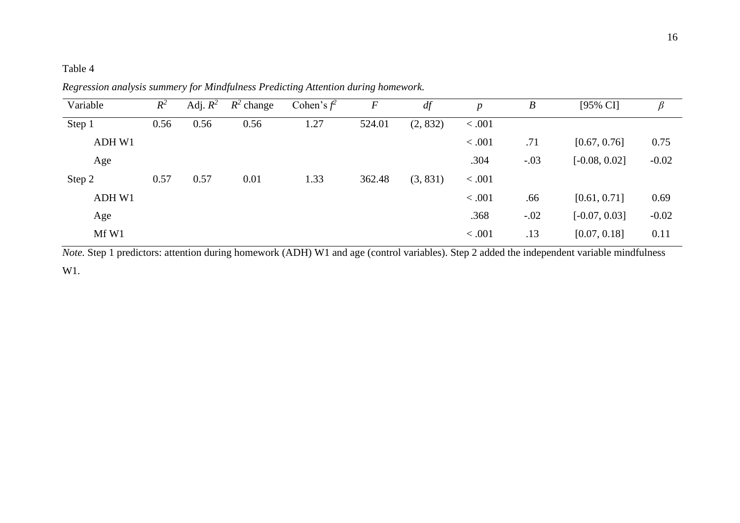Table 4

*Regression analysis summery for Mindfulness Predicting Attention during homework.*

| Variable | $R^2$ | Adj. $R^2$ | $R^2$ change | Cohen's $f^2$ | $F$ | $df$ | $p$ | $B$ | [95% CI] | $\beta$ |
|---|---|---|---|---|---|---|---|---|---|---|
| Step 1 | 0.56 | 0.56 | 0.56 | 1.27 | 524.01 | (2, 832) | < .001 | | | |
| ADH W1 | | | | | | | < .001 | .71 | [0.67, 0.76] | 0.75 |
| Age | | | | | | | .304 | -.03 | [-0.08, 0.02] | -0.02 |
| Step 2 | 0.57 | 0.57 | 0.01 | 1.33 | 362.48 | (3, 831) | < .001 | | | |
| ADH W1 | | | | | | | < .001 | .66 | [0.61, 0.71] | 0.69 |
| Age | | | | | | | .368 | -.02 | [-0.07, 0.03] | -0.02 |
| Mf W1 | | | | | | | < .001 | .13 | [0.07, 0.18] | 0.11 |

*Note.* Step 1 predictors: attention during homework (ADH) W1 and age (control variables). Step 2 added the independent variable mindfulness W1.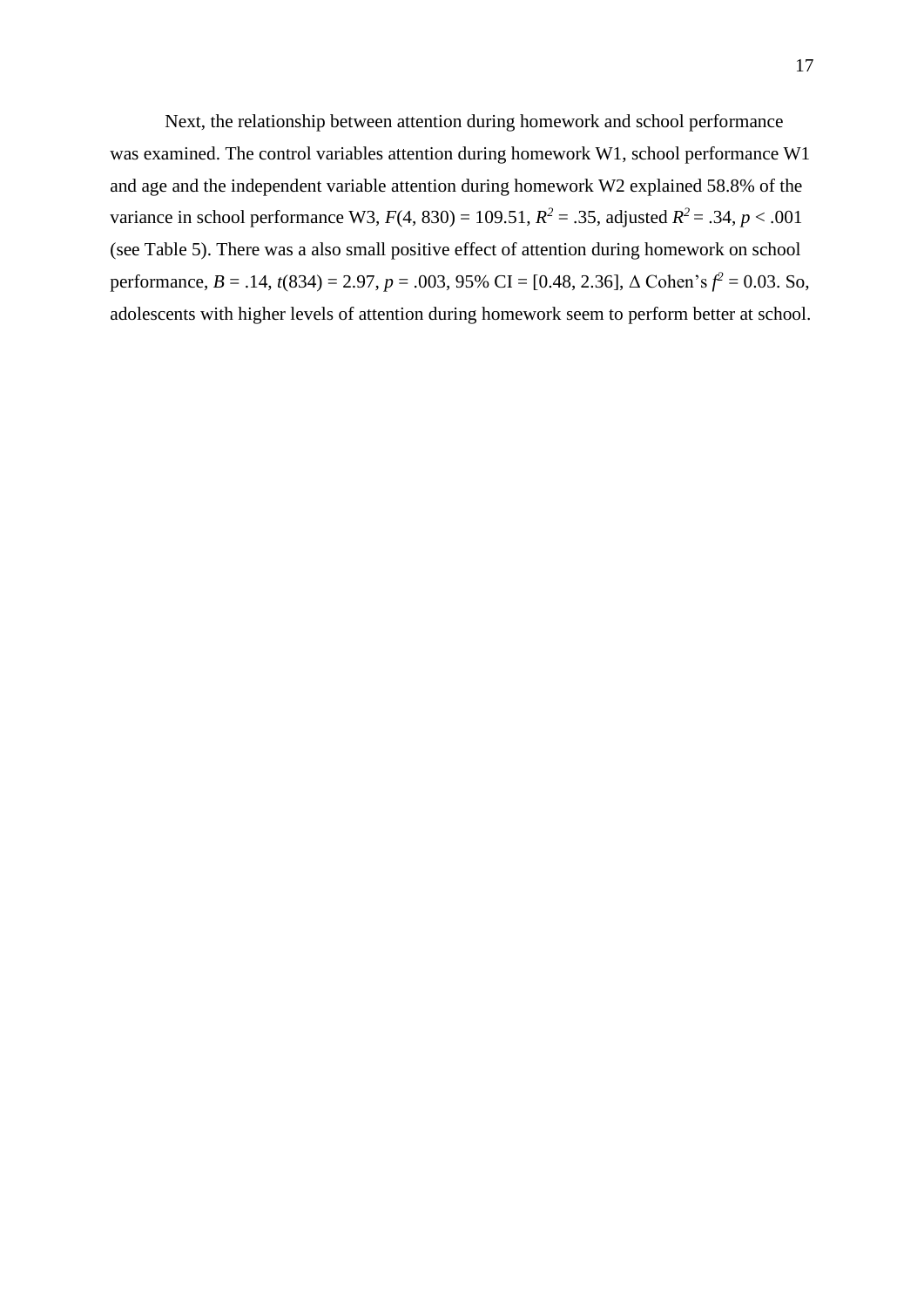Next, the relationship between attention during homework and school performance was examined. The control variables attention during homework W1, school performance W1 and age and the independent variable attention during homework W2 explained 58.8% of the variance in school performance W3, $F(4, 830) = 109.51$, $R^2 = .35$, adjusted $R^2 = .34$, $p < .001$ (see Table 5). There was a also small positive effect of attention during homework on school performance, $B = .14$, $t(834) = 2.97$, $p = .003$, 95% CI = [0.48, 2.36], $\Delta$ Cohen's $f^2 = 0.03$. So, adolescents with higher levels of attention during homework seem to perform better at school.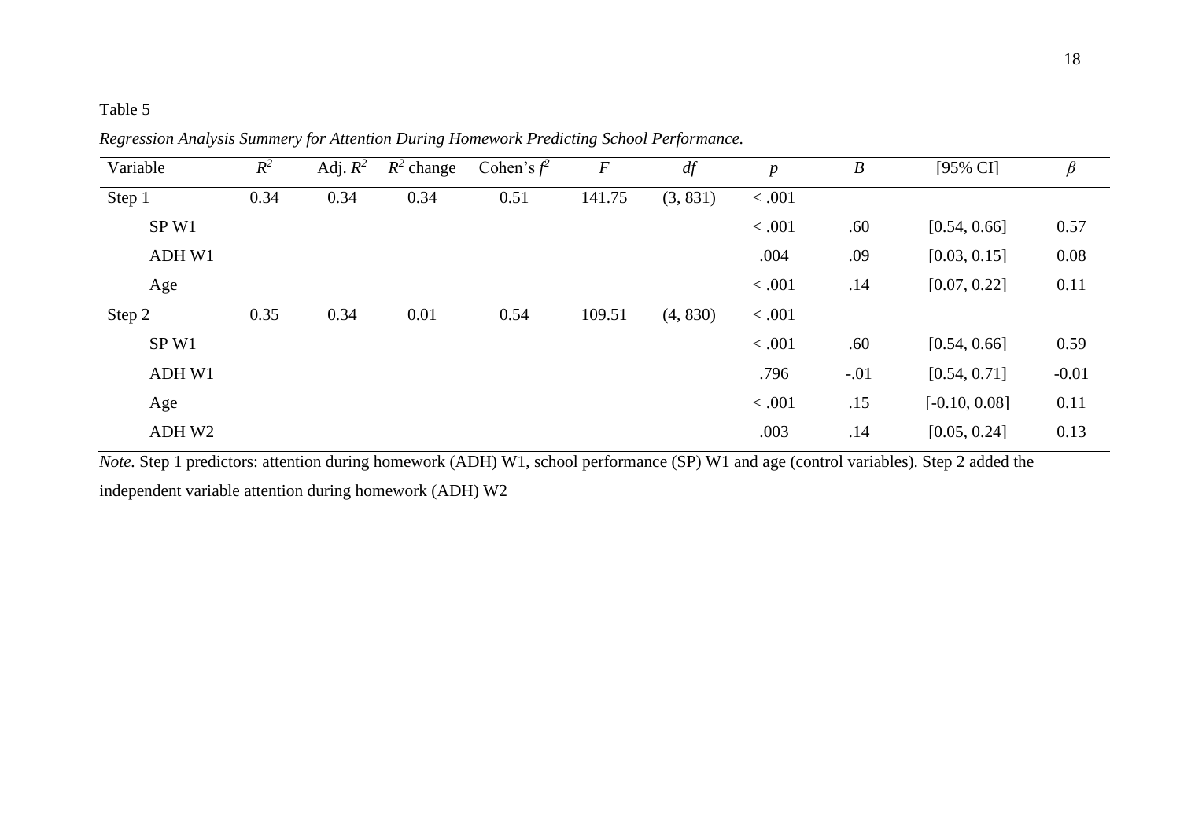Table 5

*Regression Analysis Summery for Attention During Homework Predicting School Performance.*

| Variable | $R^2$ | Adj. $R^2$ | $R^2$ change | Cohen's $f^2$ | $F$ | $df$ | $p$ | $B$ | [95% CI] | $\beta$ |
|---|---|---|---|---|---|---|---|---|---|---|
| Step 1 | 0.34 | 0.34 | 0.34 | 0.51 | 141.75 | (3, 831) | < .001 | | | |
| SP W1 | | | | | | | < .001 | .60 | [0.54, 0.66] | 0.57 |
| ADH W1 | | | | | | | .004 | .09 | [0.03, 0.15] | 0.08 |
| Age | | | | | | | < .001 | .14 | [0.07, 0.22] | 0.11 |
| Step 2 | 0.35 | 0.34 | 0.01 | 0.54 | 109.51 | (4, 830) | < .001 | | | |
| SP W1 | | | | | | | < .001 | .60 | [0.54, 0.66] | 0.59 |
| ADH W1 | | | | | | | .796 | -.01 | [0.54, 0.71] | -0.01 |
| Age | | | | | | | < .001 | .15 | [-0.10, 0.08] | 0.11 |
| ADH W2 | | | | | | | .003 | .14 | [0.05, 0.24] | 0.13 |

*Note.* Step 1 predictors: attention during homework (ADH) W1, school performance (SP) W1 and age (control variables). Step 2 added the independent variable attention during homework (ADH) W2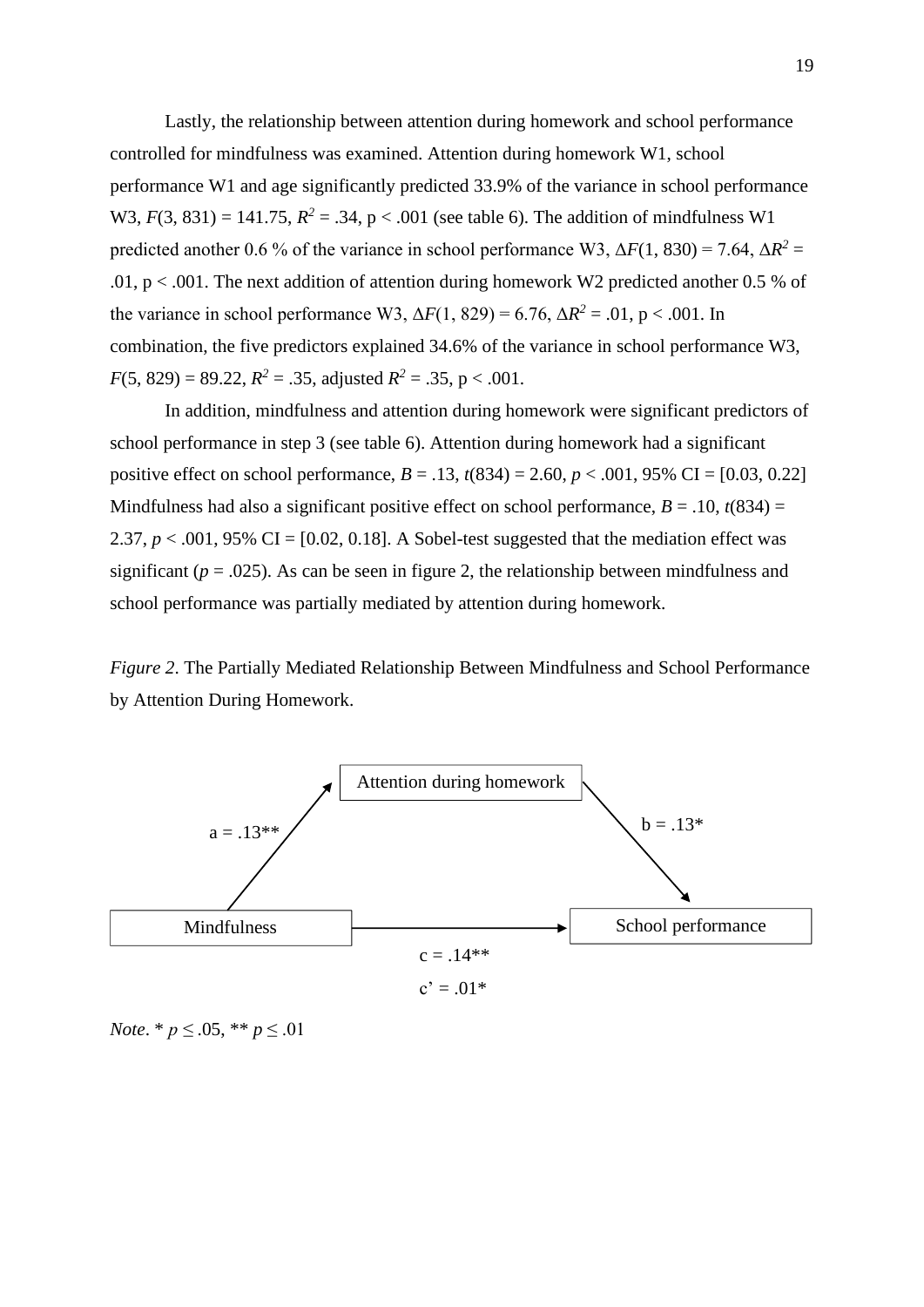Lastly, the relationship between attention during homework and school performance controlled for mindfulness was examined. Attention during homework W1, school performance W1 and age significantly predicted 33.9% of the variance in school performance W3, $F(3, 831) = 141.75$, $R^2 = .34$, p < .001 (see table 6). The addition of mindfulness W1 predicted another 0.6 % of the variance in school performance W3, $\Delta F(1, 830) = 7.64$, $\Delta R^2 = .01$, p < .001. The next addition of attention during homework W2 predicted another 0.5 % of the variance in school performance W3, $\Delta F(1, 829) = 6.76$, $\Delta R^2 = .01$, p < .001. In combination, the five predictors explained 34.6% of the variance in school performance W3, $F(5, 829) = 89.22$, $R^2 = .35$, adjusted $R^2 = .35$, p < .001.

In addition, mindfulness and attention during homework were significant predictors of school performance in step 3 (see table 6). Attention during homework had a significant positive effect on school performance, $B = .13$, $t(834) = 2.60$, $p < .001$, 95% CI = [0.03, 0.22] Mindfulness had also a significant positive effect on school performance, $B = .10$, $t(834) = 2.37$, $p < .001$, 95% CI = [0.02, 0.18]. A Sobel-test suggested that the mediation effect was significant ($p = .025$). As can be seen in figure 2, the relationship between mindfulness and school performance was partially mediated by attention during homework.

*Figure 2*. The Partially Mediated Relationship Between Mindfulness and School Performance by Attention During Homework.

Attention during homework

a = .13**

b = .13*

Mindfulness

School performance

c = .14**

c' = .01*

*Note*. * $p \leq .05$, ** $p \leq .01$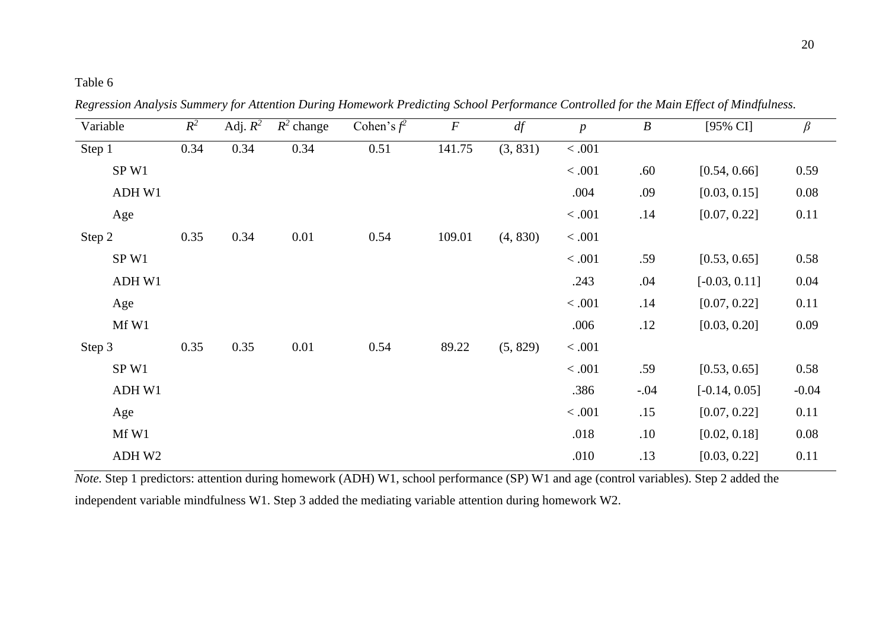Table 6

*Regression Analysis Summery for Attention During Homework Predicting School Performance Controlled for the Main Effect of Mindfulness.*

| Variable | $R^2$ | Adj. $R^2$ | $R^2$ change | Cohen's $f^2$ | $F$ | $df$ | $p$ | $B$ | [95% CI] | $\beta$ |
|---|---|---|---|---|---|---|---|---|---|---|
| Step 1 | 0.34 | 0.34 | 0.34 | 0.51 | 141.75 | (3, 831) | < .001 | | | |
| SP W1 | | | | | | | < .001 | .60 | [0.54, 0.66] | 0.59 |
| ADH W1 | | | | | | | .004 | .09 | [0.03, 0.15] | 0.08 |
| Age | | | | | | | < .001 | .14 | [0.07, 0.22] | 0.11 |
| Step 2 | 0.35 | 0.34 | 0.01 | 0.54 | 109.01 | (4, 830) | < .001 | | | |
| SP W1 | | | | | | | < .001 | .59 | [0.53, 0.65] | 0.58 |
| ADH W1 | | | | | | | .243 | .04 | [-0.03, 0.11] | 0.04 |
| Age | | | | | | | < .001 | .14 | [0.07, 0.22] | 0.11 |
| Mf W1 | | | | | | | .006 | .12 | [0.03, 0.20] | 0.09 |
| Step 3 | 0.35 | 0.35 | 0.01 | 0.54 | 89.22 | (5, 829) | < .001 | | | |
| SP W1 | | | | | | | < .001 | .59 | [0.53, 0.65] | 0.58 |
| ADH W1 | | | | | | | .386 | -.04 | [-0.14, 0.05] | -0.04 |
| Age | | | | | | | < .001 | .15 | [0.07, 0.22] | 0.11 |
| Mf W1 | | | | | | | .018 | .10 | [0.02, 0.18] | 0.08 |
| ADH W2 | | | | | | | .010 | .13 | [0.03, 0.22] | 0.11 |

*Note.* Step 1 predictors: attention during homework (ADH) W1, school performance (SP) W1 and age (control variables). Step 2 added the independent variable mindfulness W1. Step 3 added the mediating variable attention during homework W2.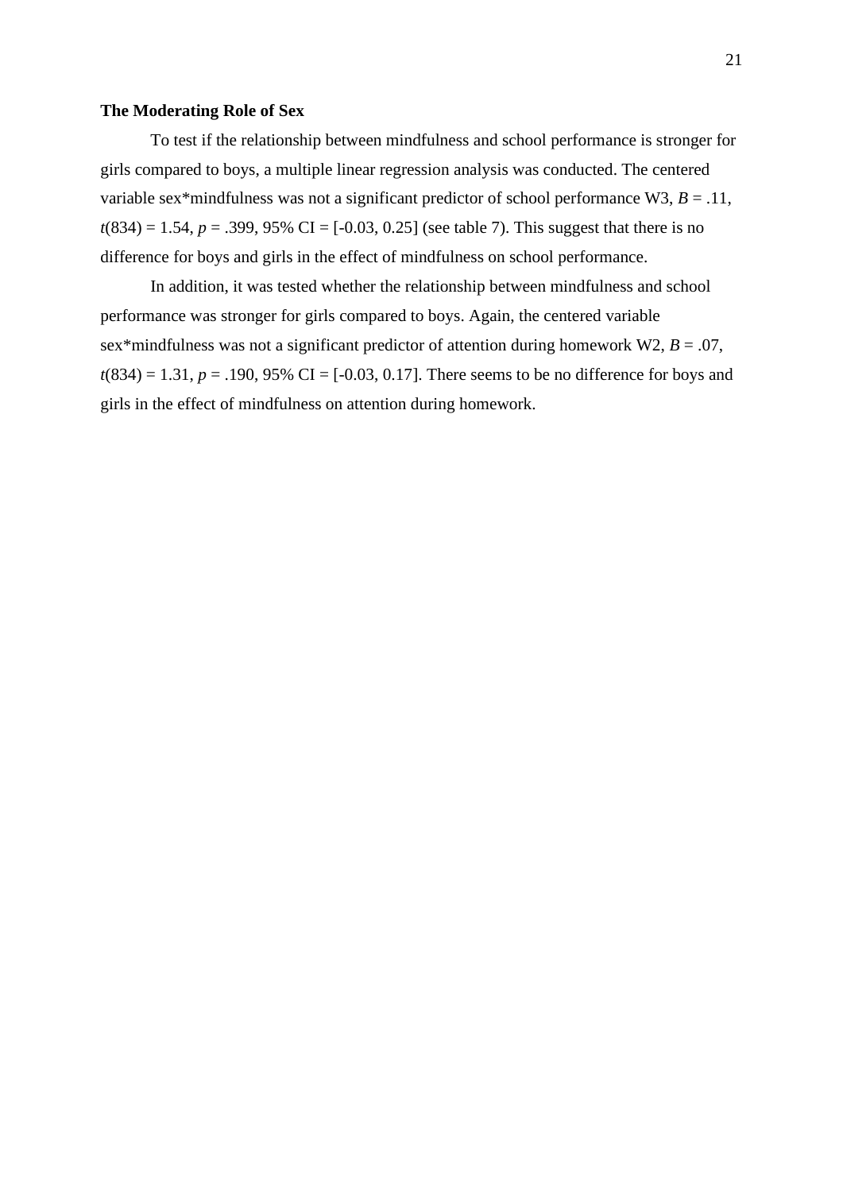**The Moderating Role of Sex**

To test if the relationship between mindfulness and school performance is stronger for girls compared to boys, a multiple linear regression analysis was conducted. The centered variable sex*mindfulness was not a significant predictor of school performance W3, $B = .11$, $t(834) = 1.54$, $p = .399$, 95% CI = [-0.03, 0.25] (see table 7). This suggest that there is no difference for boys and girls in the effect of mindfulness on school performance.

In addition, it was tested whether the relationship between mindfulness and school performance was stronger for girls compared to boys. Again, the centered variable sex*mindfulness was not a significant predictor of attention during homework W2, $B = .07$, $t(834) = 1.31$, $p = .190$, 95% CI = [-0.03, 0.17]. There seems to be no difference for boys and girls in the effect of mindfulness on attention during homework.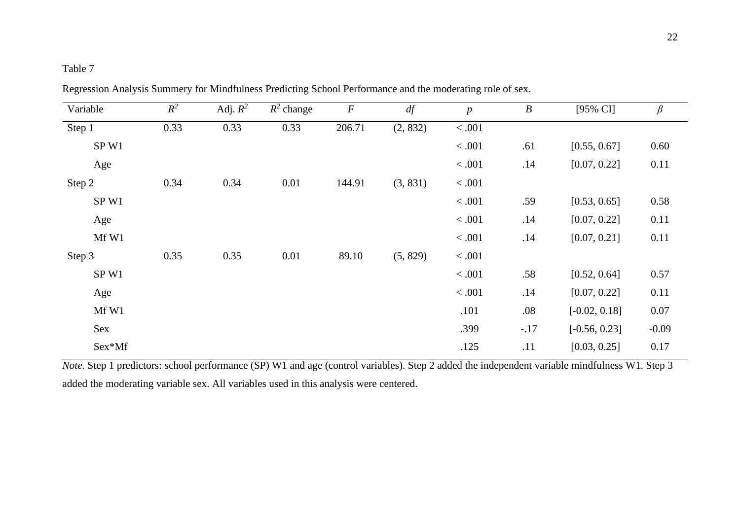Table 7

Regression Analysis Summery for Mindfulness Predicting School Performance and the moderating role of sex.

| Variable | $R^2$ | Adj. $R^2$ | $R^2$ change | *F* | *df* | *p* | *B* | [95% CI] | *β* |
|---|---|---|---|---|---|---|---|---|---|
| Step 1 | 0.33 | 0.33 | 0.33 | 206.71 | (2, 832) | < .001 | | | |
| SP W1 | | | | | | < .001 | .61 | [0.55, 0.67] | 0.60 |
| Age | | | | | | < .001 | .14 | [0.07, 0.22] | 0.11 |
| Step 2 | 0.34 | 0.34 | 0.01 | 144.91 | (3, 831) | < .001 | | | |
| SP W1 | | | | | | < .001 | .59 | [0.53, 0.65] | 0.58 |
| Age | | | | | | < .001 | .14 | [0.07, 0.22] | 0.11 |
| Mf W1 | | | | | | < .001 | .14 | [0.07, 0.21] | 0.11 |
| Step 3 | 0.35 | 0.35 | 0.01 | 89.10 | (5, 829) | < .001 | | | |
| SP W1 | | | | | | < .001 | .58 | [0.52, 0.64] | 0.57 |
| Age | | | | | | < .001 | .14 | [0.07, 0.22] | 0.11 |
| Mf W1 | | | | | | .101 | .08 | [-0.02, 0.18] | 0.07 |
| Sex | | | | | | .399 | -.17 | [-0.56, 0.23] | -0.09 |
| Sex*Mf | | | | | | .125 | .11 | [0.03, 0.25] | 0.17 |

*Note.* Step 1 predictors: school performance (SP) W1 and age (control variables). Step 2 added the independent variable mindfulness W1. Step 3 added the moderating variable sex. All variables used in this analysis were centered.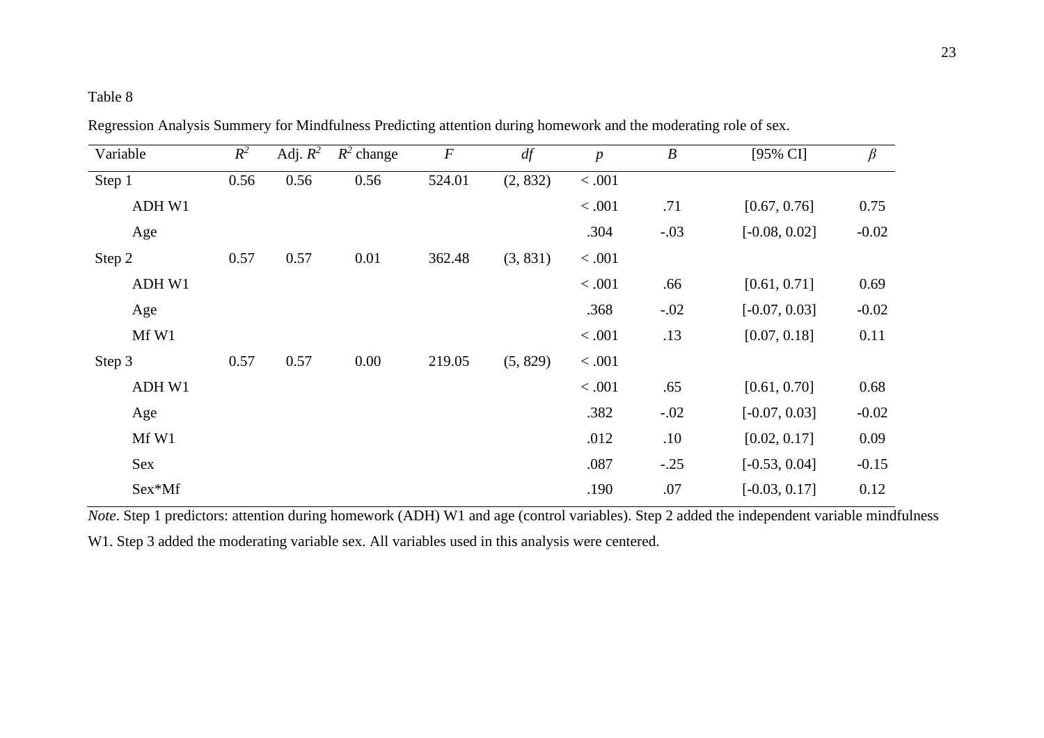Table 8

Regression Analysis Summery for Mindfulness Predicting attention during homework and the moderating role of sex.

| Variable | $R^2$ | Adj. $R^2$ | $R^2$ change | $F$ | $df$ | $p$ | $B$ | [95% CI] | $\beta$ |
|---|---|---|---|---|---|---|---|---|---|
| Step 1 | 0.56 | 0.56 | 0.56 | 524.01 | (2, 832) | < .001 | | | |
| ADH W1 | | | | | | < .001 | .71 | [0.67, 0.76] | 0.75 |
| Age | | | | | | .304 | -.03 | [-0.08, 0.02] | -0.02 |
| Step 2 | 0.57 | 0.57 | 0.01 | 362.48 | (3, 831) | < .001 | | | |
| ADH W1 | | | | | | < .001 | .66 | [0.61, 0.71] | 0.69 |
| Age | | | | | | .368 | -.02 | [-0.07, 0.03] | -0.02 |
| Mf W1 | | | | | | < .001 | .13 | [0.07, 0.18] | 0.11 |
| Step 3 | 0.57 | 0.57 | 0.00 | 219.05 | (5, 829) | < .001 | | | |
| ADH W1 | | | | | | < .001 | .65 | [0.61, 0.70] | 0.68 |
| Age | | | | | | .382 | -.02 | [-0.07, 0.03] | -0.02 |
| Mf W1 | | | | | | .012 | .10 | [0.02, 0.17] | 0.09 |
| Sex | | | | | | .087 | -.25 | [-0.53, 0.04] | -0.15 |
| Sex*Mf | | | | | | .190 | .07 | [-0.03, 0.17] | 0.12 |

*Note*. Step 1 predictors: attention during homework (ADH) W1 and age (control variables). Step 2 added the independent variable mindfulness W1. Step 3 added the moderating variable sex. All variables used in this analysis were centered.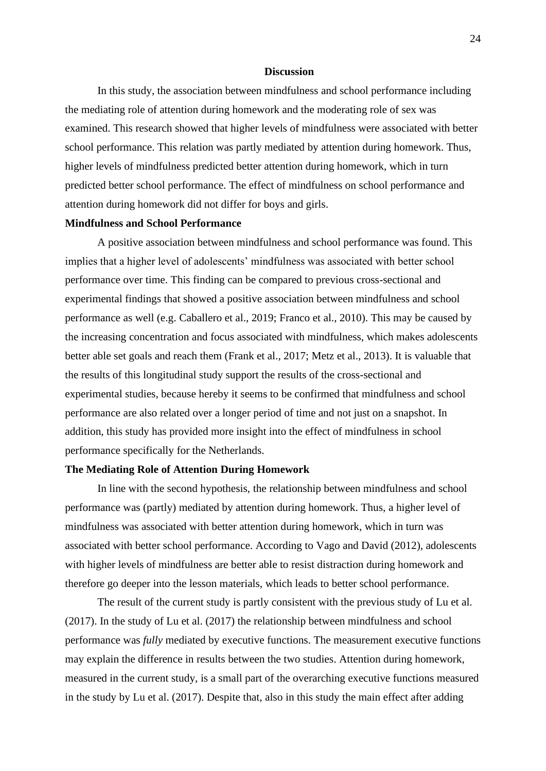# Discussion

In this study, the association between mindfulness and school performance including the mediating role of attention during homework and the moderating role of sex was examined. This research showed that higher levels of mindfulness were associated with better school performance. This relation was partly mediated by attention during homework. Thus, higher levels of mindfulness predicted better attention during homework, which in turn predicted better school performance. The effect of mindfulness on school performance and attention during homework did not differ for boys and girls.

## Mindfulness and School Performance

A positive association between mindfulness and school performance was found. This implies that a higher level of adolescents' mindfulness was associated with better school performance over time. This finding can be compared to previous cross-sectional and experimental findings that showed a positive association between mindfulness and school performance as well (e.g. Caballero et al., 2019; Franco et al., 2010). This may be caused by the increasing concentration and focus associated with mindfulness, which makes adolescents better able set goals and reach them (Frank et al., 2017; Metz et al., 2013). It is valuable that the results of this longitudinal study support the results of the cross-sectional and experimental studies, because hereby it seems to be confirmed that mindfulness and school performance are also related over a longer period of time and not just on a snapshot. In addition, this study has provided more insight into the effect of mindfulness in school performance specifically for the Netherlands.

## The Mediating Role of Attention During Homework

In line with the second hypothesis, the relationship between mindfulness and school performance was (partly) mediated by attention during homework. Thus, a higher level of mindfulness was associated with better attention during homework, which in turn was associated with better school performance. According to Vago and David (2012), adolescents with higher levels of mindfulness are better able to resist distraction during homework and therefore go deeper into the lesson materials, which leads to better school performance.

The result of the current study is partly consistent with the previous study of Lu et al. (2017). In the study of Lu et al. (2017) the relationship between mindfulness and school performance was *fully* mediated by executive functions. The measurement executive functions may explain the difference in results between the two studies. Attention during homework, measured in the current study, is a small part of the overarching executive functions measured in the study by Lu et al. (2017). Despite that, also in this study the main effect after adding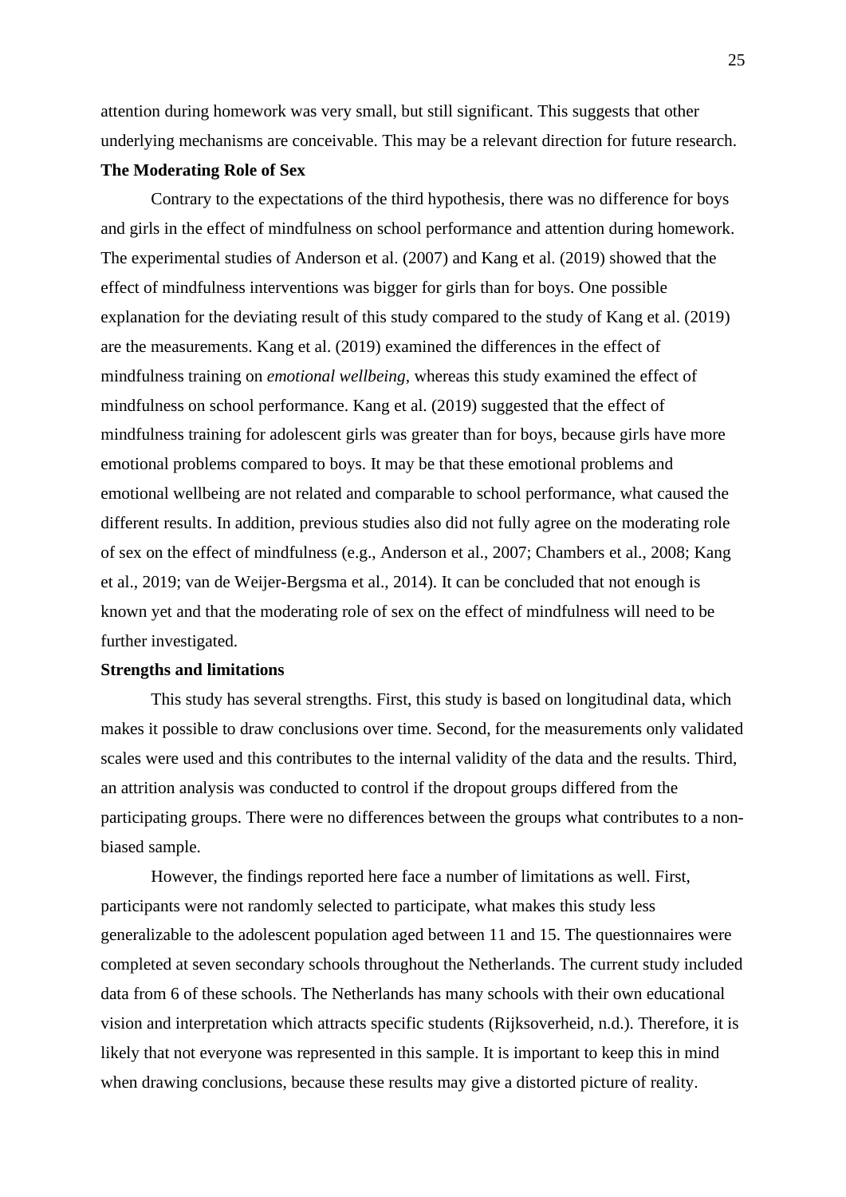attention during homework was very small, but still significant. This suggests that other underlying mechanisms are conceivable. This may be a relevant direction for future research.

**The Moderating Role of Sex**

Contrary to the expectations of the third hypothesis, there was no difference for boys and girls in the effect of mindfulness on school performance and attention during homework. The experimental studies of Anderson et al. (2007) and Kang et al. (2019) showed that the effect of mindfulness interventions was bigger for girls than for boys. One possible explanation for the deviating result of this study compared to the study of Kang et al. (2019) are the measurements. Kang et al. (2019) examined the differences in the effect of mindfulness training on *emotional wellbeing*, whereas this study examined the effect of mindfulness on school performance. Kang et al. (2019) suggested that the effect of mindfulness training for adolescent girls was greater than for boys, because girls have more emotional problems compared to boys. It may be that these emotional problems and emotional wellbeing are not related and comparable to school performance, what caused the different results. In addition, previous studies also did not fully agree on the moderating role of sex on the effect of mindfulness (e.g., Anderson et al., 2007; Chambers et al., 2008; Kang et al., 2019; van de Weijer-Bergsma et al., 2014). It can be concluded that not enough is known yet and that the moderating role of sex on the effect of mindfulness will need to be further investigated.

**Strengths and limitations**

This study has several strengths. First, this study is based on longitudinal data, which makes it possible to draw conclusions over time. Second, for the measurements only validated scales were used and this contributes to the internal validity of the data and the results. Third, an attrition analysis was conducted to control if the dropout groups differed from the participating groups. There were no differences between the groups what contributes to a non-biased sample.

However, the findings reported here face a number of limitations as well. First, participants were not randomly selected to participate, what makes this study less generalizable to the adolescent population aged between 11 and 15. The questionnaires were completed at seven secondary schools throughout the Netherlands. The current study included data from 6 of these schools. The Netherlands has many schools with their own educational vision and interpretation which attracts specific students (Rijksoverheid, n.d.). Therefore, it is likely that not everyone was represented in this sample. It is important to keep this in mind when drawing conclusions, because these results may give a distorted picture of reality.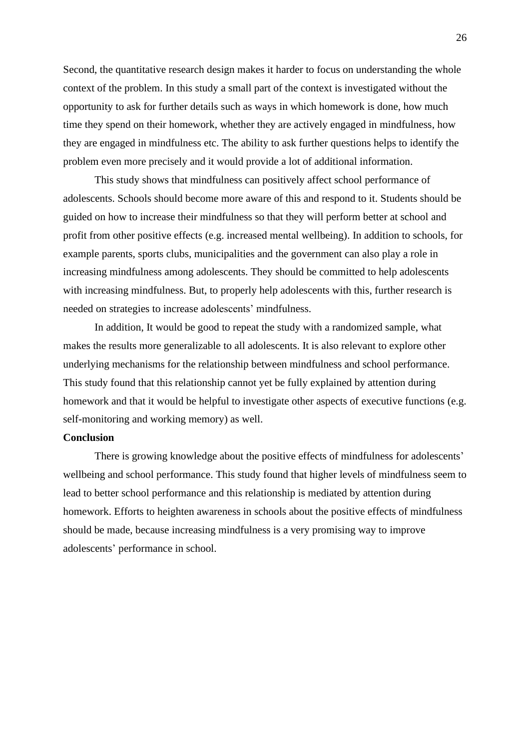Second, the quantitative research design makes it harder to focus on understanding the whole context of the problem. In this study a small part of the context is investigated without the opportunity to ask for further details such as ways in which homework is done, how much time they spend on their homework, whether they are actively engaged in mindfulness, how they are engaged in mindfulness etc. The ability to ask further questions helps to identify the problem even more precisely and it would provide a lot of additional information.

This study shows that mindfulness can positively affect school performance of adolescents. Schools should become more aware of this and respond to it. Students should be guided on how to increase their mindfulness so that they will perform better at school and profit from other positive effects (e.g. increased mental wellbeing). In addition to schools, for example parents, sports clubs, municipalities and the government can also play a role in increasing mindfulness among adolescents. They should be committed to help adolescents with increasing mindfulness. But, to properly help adolescents with this, further research is needed on strategies to increase adolescents' mindfulness.

In addition, It would be good to repeat the study with a randomized sample, what makes the results more generalizable to all adolescents. It is also relevant to explore other underlying mechanisms for the relationship between mindfulness and school performance. This study found that this relationship cannot yet be fully explained by attention during homework and that it would be helpful to investigate other aspects of executive functions (e.g. self-monitoring and working memory) as well.

**Conclusion**

There is growing knowledge about the positive effects of mindfulness for adolescents' wellbeing and school performance. This study found that higher levels of mindfulness seem to lead to better school performance and this relationship is mediated by attention during homework. Efforts to heighten awareness in schools about the positive effects of mindfulness should be made, because increasing mindfulness is a very promising way to improve adolescents' performance in school.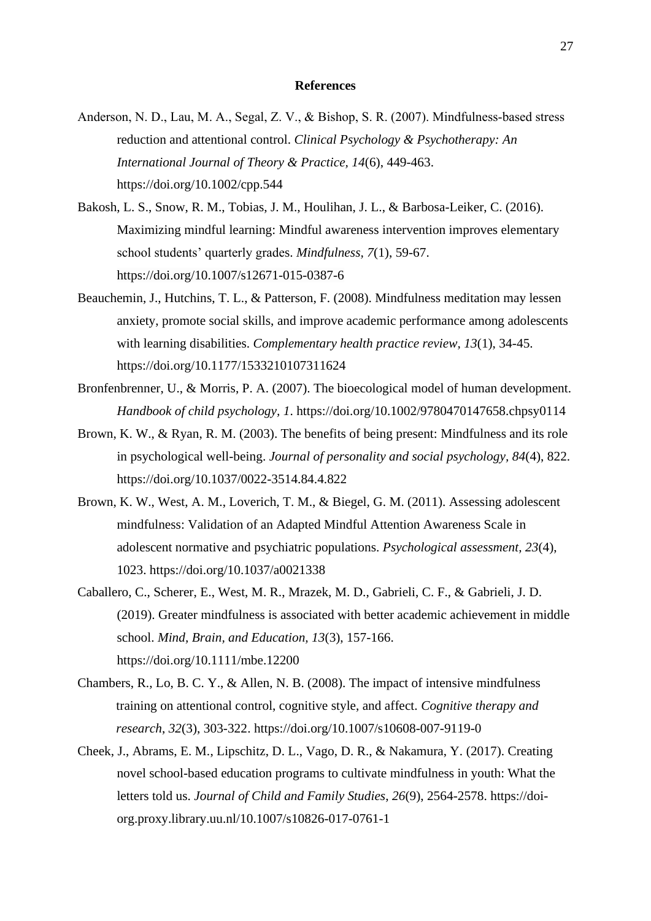# References

Anderson, N. D., Lau, M. A., Segal, Z. V., & Bishop, S. R. (2007). Mindfulness-based stress reduction and attentional control. *Clinical Psychology & Psychotherapy: An International Journal of Theory & Practice, 14*(6), 449-463. https://doi.org/10.1002/cpp.544

Bakosh, L. S., Snow, R. M., Tobias, J. M., Houlihan, J. L., & Barbosa-Leiker, C. (2016). Maximizing mindful learning: Mindful awareness intervention improves elementary school students' quarterly grades. *Mindfulness, 7*(1), 59-67. https://doi.org/10.1007/s12671-015-0387-6

Beauchemin, J., Hutchins, T. L., & Patterson, F. (2008). Mindfulness meditation may lessen anxiety, promote social skills, and improve academic performance among adolescents with learning disabilities. *Complementary health practice review, 13*(1), 34-45. https://doi.org/10.1177/1533210107311624

Bronfenbrenner, U., & Morris, P. A. (2007). The bioecological model of human development. *Handbook of child psychology, 1*. https://doi.org/10.1002/9780470147658.chpsy0114

Brown, K. W., & Ryan, R. M. (2003). The benefits of being present: Mindfulness and its role in psychological well-being. *Journal of personality and social psychology, 84*(4), 822. https://doi.org/10.1037/0022-3514.84.4.822

Brown, K. W., West, A. M., Loverich, T. M., & Biegel, G. M. (2011). Assessing adolescent mindfulness: Validation of an Adapted Mindful Attention Awareness Scale in adolescent normative and psychiatric populations. *Psychological assessment, 23*(4), 1023. https://doi.org/10.1037/a0021338

Caballero, C., Scherer, E., West, M. R., Mrazek, M. D., Gabrieli, C. F., & Gabrieli, J. D. (2019). Greater mindfulness is associated with better academic achievement in middle school. *Mind, Brain, and Education*, *13*(3), 157-166. https://doi.org/10.1111/mbe.12200

Chambers, R., Lo, B. C. Y., & Allen, N. B. (2008). The impact of intensive mindfulness training on attentional control, cognitive style, and affect. *Cognitive therapy and research*, *32*(3), 303-322. https://doi.org/10.1007/s10608-007-9119-0

Cheek, J., Abrams, E. M., Lipschitz, D. L., Vago, D. R., & Nakamura, Y. (2017). Creating novel school-based education programs to cultivate mindfulness in youth: What the letters told us. *Journal of Child and Family Studies*, *26*(9), 2564-2578. https://doi-org.proxy.library.uu.nl/10.1007/s10826-017-0761-1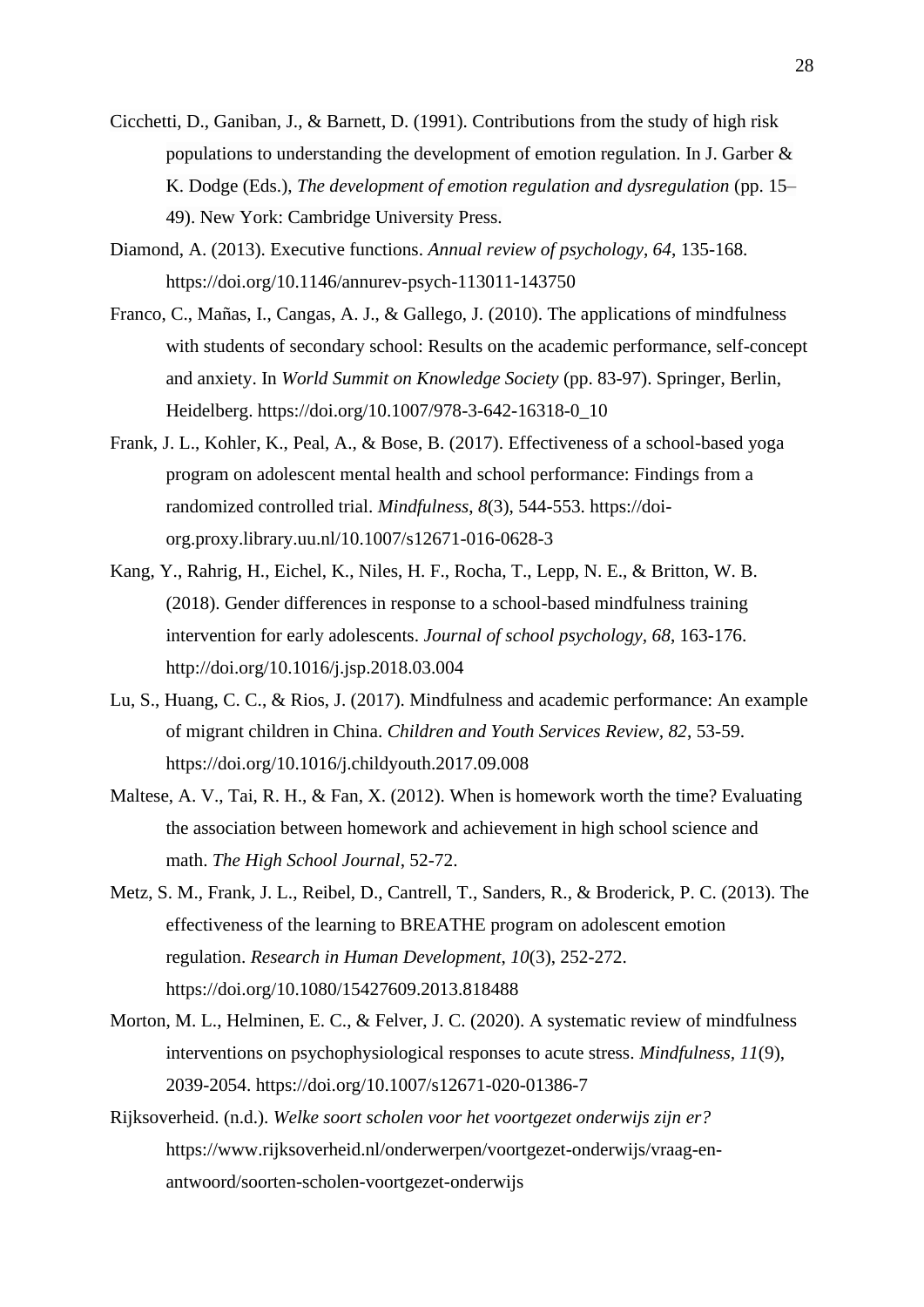Cicchetti, D., Ganiban, J., & Barnett, D. (1991). Contributions from the study of high risk populations to understanding the development of emotion regulation. In J. Garber & K. Dodge (Eds.), *The development of emotion regulation and dysregulation* (pp. 15–49). New York: Cambridge University Press.

Diamond, A. (2013). Executive functions. *Annual review of psychology*, *64*, 135-168. https://doi.org/10.1146/annurev-psych-113011-143750

Franco, C., Mañas, I., Cangas, A. J., & Gallego, J. (2010). The applications of mindfulness with students of secondary school: Results on the academic performance, self-concept and anxiety. In *World Summit on Knowledge Society* (pp. 83-97). Springer, Berlin, Heidelberg. https://doi.org/10.1007/978-3-642-16318-0_10

Frank, J. L., Kohler, K., Peal, A., & Bose, B. (2017). Effectiveness of a school-based yoga program on adolescent mental health and school performance: Findings from a randomized controlled trial. *Mindfulness*, *8*(3), 544-553. https://doi-org.proxy.library.uu.nl/10.1007/s12671-016-0628-3

Kang, Y., Rahrig, H., Eichel, K., Niles, H. F., Rocha, T., Lepp, N. E., & Britton, W. B. (2018). Gender differences in response to a school-based mindfulness training intervention for early adolescents. *Journal of school psychology*, *68*, 163-176. http://doi.org/10.1016/j.jsp.2018.03.004

Lu, S., Huang, C. C., & Rios, J. (2017). Mindfulness and academic performance: An example of migrant children in China. *Children and Youth Services Review*, *82*, 53-59. https://doi.org/10.1016/j.childyouth.2017.09.008

Maltese, A. V., Tai, R. H., & Fan, X. (2012). When is homework worth the time? Evaluating the association between homework and achievement in high school science and math. *The High School Journal*, 52-72.

Metz, S. M., Frank, J. L., Reibel, D., Cantrell, T., Sanders, R., & Broderick, P. C. (2013). The effectiveness of the learning to BREATHE program on adolescent emotion regulation. *Research in Human Development*, *10*(3), 252-272. https://doi.org/10.1080/15427609.2013.818488

Morton, M. L., Helminen, E. C., & Felver, J. C. (2020). A systematic review of mindfulness interventions on psychophysiological responses to acute stress. *Mindfulness*, *11*(9), 2039-2054. https://doi.org/10.1007/s12671-020-01386-7

Rijksoverheid. (n.d.). *Welke soort scholen voor het voortgezet onderwijs zijn er?* https://www.rijksoverheid.nl/onderwerpen/voortgezet-onderwijs/vraag-en-antwoord/soorten-scholen-voortgezet-onderwijs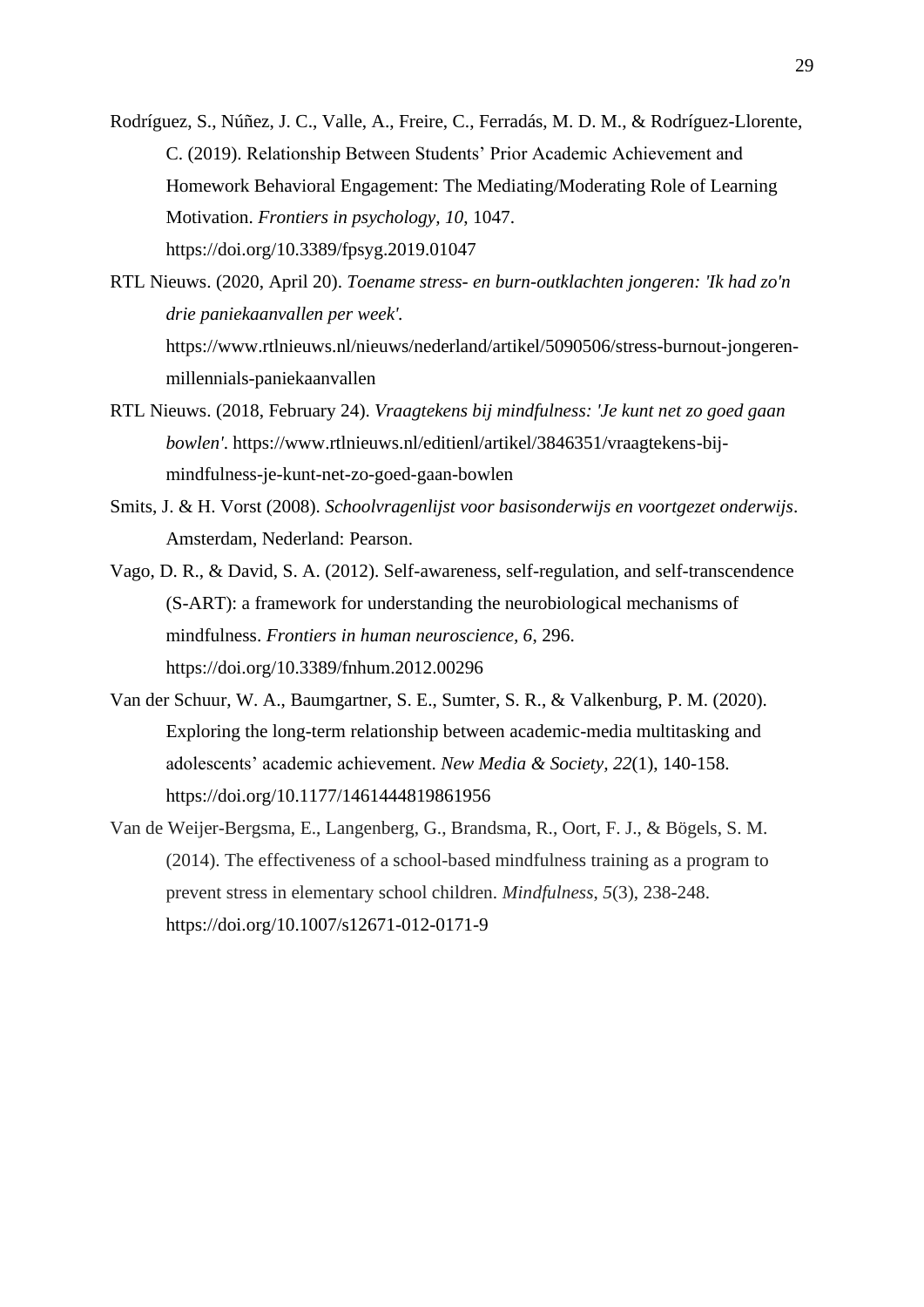Rodríguez, S., Núñez, J. C., Valle, A., Freire, C., Ferradás, M. D. M., & Rodríguez-Llorente, C. (2019). Relationship Between Students' Prior Academic Achievement and Homework Behavioral Engagement: The Mediating/Moderating Role of Learning Motivation. *Frontiers in psychology*, *10*, 1047. https://doi.org/10.3389/fpsyg.2019.01047

RTL Nieuws. (2020, April 20). *Toename stress- en burn-outklachten jongeren: 'Ik had zo'n drie paniekaanvallen per week'.* https://www.rtlnieuws.nl/nieuws/nederland/artikel/5090506/stress-burnout-jongeren-millennials-paniekaanvallen

RTL Nieuws. (2018, February 24). *Vraagtekens bij mindfulness: 'Je kunt net zo goed gaan bowlen'*. https://www.rtlnieuws.nl/editienl/artikel/3846351/vraagtekens-bij-mindfulness-je-kunt-net-zo-goed-gaan-bowlen

Smits, J. & H. Vorst (2008). *Schoolvragenlijst voor basisonderwijs en voortgezet onderwijs*. Amsterdam, Nederland: Pearson.

Vago, D. R., & David, S. A. (2012). Self-awareness, self-regulation, and self-transcendence (S-ART): a framework for understanding the neurobiological mechanisms of mindfulness. *Frontiers in human neuroscience*, *6*, 296. https://doi.org/10.3389/fnhum.2012.00296

Van der Schuur, W. A., Baumgartner, S. E., Sumter, S. R., & Valkenburg, P. M. (2020). Exploring the long-term relationship between academic-media multitasking and adolescents' academic achievement. *New Media & Society*, *22*(1), 140-158. https://doi.org/10.1177/1461444819861956

Van de Weijer-Bergsma, E., Langenberg, G., Brandsma, R., Oort, F. J., & Bögels, S. M. (2014). The effectiveness of a school-based mindfulness training as a program to prevent stress in elementary school children. *Mindfulness*, *5*(3), 238-248. https://doi.org/10.1007/s12671-012-0171-9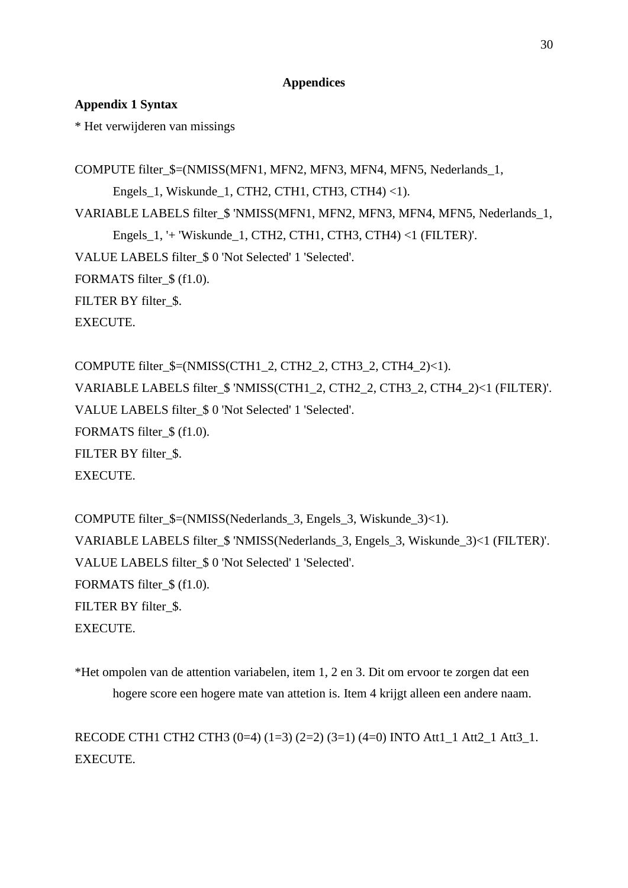# Appendices

## Appendix 1 Syntax

* Het verwijderen van missings

```
COMPUTE filter_$=(NMISS(MFN1, MFN2, MFN3, MFN4, MFN5, Nederlands_1,
    Engels_1, Wiskunde_1, CTH2, CTH1, CTH3, CTH4) <1).
VARIABLE LABELS filter_$ 'NMISS(MFN1, MFN2, MFN3, MFN4, MFN5, Nederlands_1,
    Engels_1, '+ 'Wiskunde_1, CTH2, CTH1, CTH3, CTH4) <1 (FILTER)'.
VALUE LABELS filter_$ 0 'Not Selected' 1 'Selected'.
FORMATS filter_$ (f1.0).
FILTER BY filter_$.
EXECUTE.

COMPUTE filter_$=(NMISS(CTH1_2, CTH2_2, CTH3_2, CTH4_2)<1).
VARIABLE LABELS filter_$ 'NMISS(CTH1_2, CTH2_2, CTH3_2, CTH4_2)<1 (FILTER)'.
VALUE LABELS filter_$ 0 'Not Selected' 1 'Selected'.
FORMATS filter_$ (f1.0).
FILTER BY filter_$.
EXECUTE.

COMPUTE filter_$=(NMISS(Nederlands_3, Engels_3, Wiskunde_3)<1).
VARIABLE LABELS filter_$ 'NMISS(Nederlands_3, Engels_3, Wiskunde_3)<1 (FILTER)'.
VALUE LABELS filter_$ 0 'Not Selected' 1 'Selected'.
FORMATS filter_$ (f1.0).
FILTER BY filter_$.
EXECUTE.
```

*Het ompolen van de attention variabelen, item 1, 2 en 3. Dit om ervoor te zorgen dat een hogere score een hogere mate van attetion is. Item 4 krijgt alleen een andere naam.

```
RECODE CTH1 CTH2 CTH3 (0=4) (1=3) (2=2) (3=1) (4=0) INTO Att1_1 Att2_1 Att3_1.
EXECUTE.
```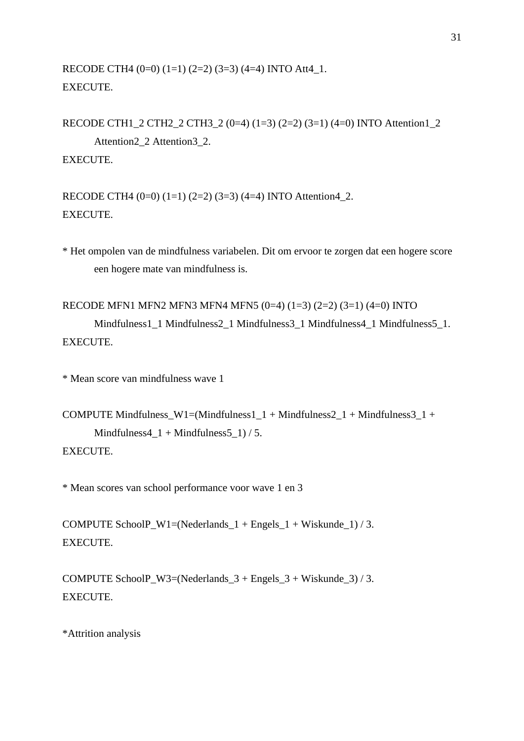```
RECODE CTH4 (0=0) (1=1) (2=2) (3=3) (4=4) INTO Att4_1.
EXECUTE.

RECODE CTH1_2 CTH2_2 CTH3_2 (0=4) (1=3) (2=2) (3=1) (4=0) INTO Attention1_2
    Attention2_2 Attention3_2.
EXECUTE.

RECODE CTH4 (0=0) (1=1) (2=2) (3=3) (4=4) INTO Attention4_2.
EXECUTE.

* Het ompolen van de mindfulness variabelen. Dit om ervoor te zorgen dat een hogere score
    een hogere mate van mindfulness is.

RECODE MFN1 MFN2 MFN3 MFN4 MFN5 (0=4) (1=3) (2=2) (3=1) (4=0) INTO
    Mindfulness1_1 Mindfulness2_1 Mindfulness3_1 Mindfulness4_1 Mindfulness5_1.
EXECUTE.

* Mean score van mindfulness wave 1

COMPUTE Mindfulness_W1=(Mindfulness1_1 + Mindfulness2_1 + Mindfulness3_1 +
    Mindfulness4_1 + Mindfulness5_1) / 5.
EXECUTE.

* Mean scores van school performance voor wave 1 en 3

COMPUTE SchoolP_W1=(Nederlands_1 + Engels_1 + Wiskunde_1) / 3.
EXECUTE.

COMPUTE SchoolP_W3=(Nederlands_3 + Engels_3 + Wiskunde_3) / 3.
EXECUTE.

*Attrition analysis
```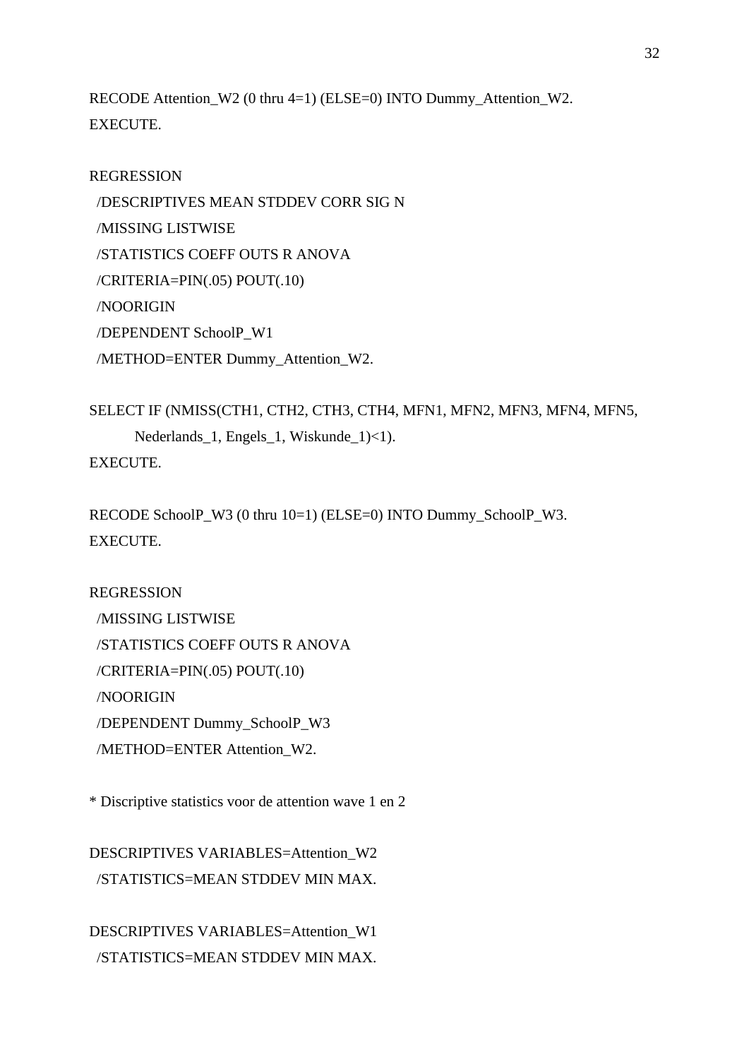```
RECODE Attention_W2 (0 thru 4=1) (ELSE=0) INTO Dummy_Attention_W2.
EXECUTE.

REGRESSION
  /DESCRIPTIVES MEAN STDDEV CORR SIG N
  /MISSING LISTWISE
  /STATISTICS COEFF OUTS R ANOVA
  /CRITERIA=PIN(.05) POUT(.10)
  /NOORIGIN
  /DEPENDENT SchoolP_W1
  /METHOD=ENTER Dummy_Attention_W2.

SELECT IF (NMISS(CTH1, CTH2, CTH3, CTH4, MFN1, MFN2, MFN3, MFN4, MFN5,
      Nederlands_1, Engels_1, Wiskunde_1)<1).
EXECUTE.

RECODE SchoolP_W3 (0 thru 10=1) (ELSE=0) INTO Dummy_SchoolP_W3.
EXECUTE.

REGRESSION
  /MISSING LISTWISE
  /STATISTICS COEFF OUTS R ANOVA
  /CRITERIA=PIN(.05) POUT(.10)
  /NOORIGIN
  /DEPENDENT Dummy_SchoolP_W3
  /METHOD=ENTER Attention_W2.

* Discriptive statistics voor de attention wave 1 en 2

DESCRIPTIVES VARIABLES=Attention_W2
  /STATISTICS=MEAN STDDEV MIN MAX.

DESCRIPTIVES VARIABLES=Attention_W1
  /STATISTICS=MEAN STDDEV MIN MAX.
```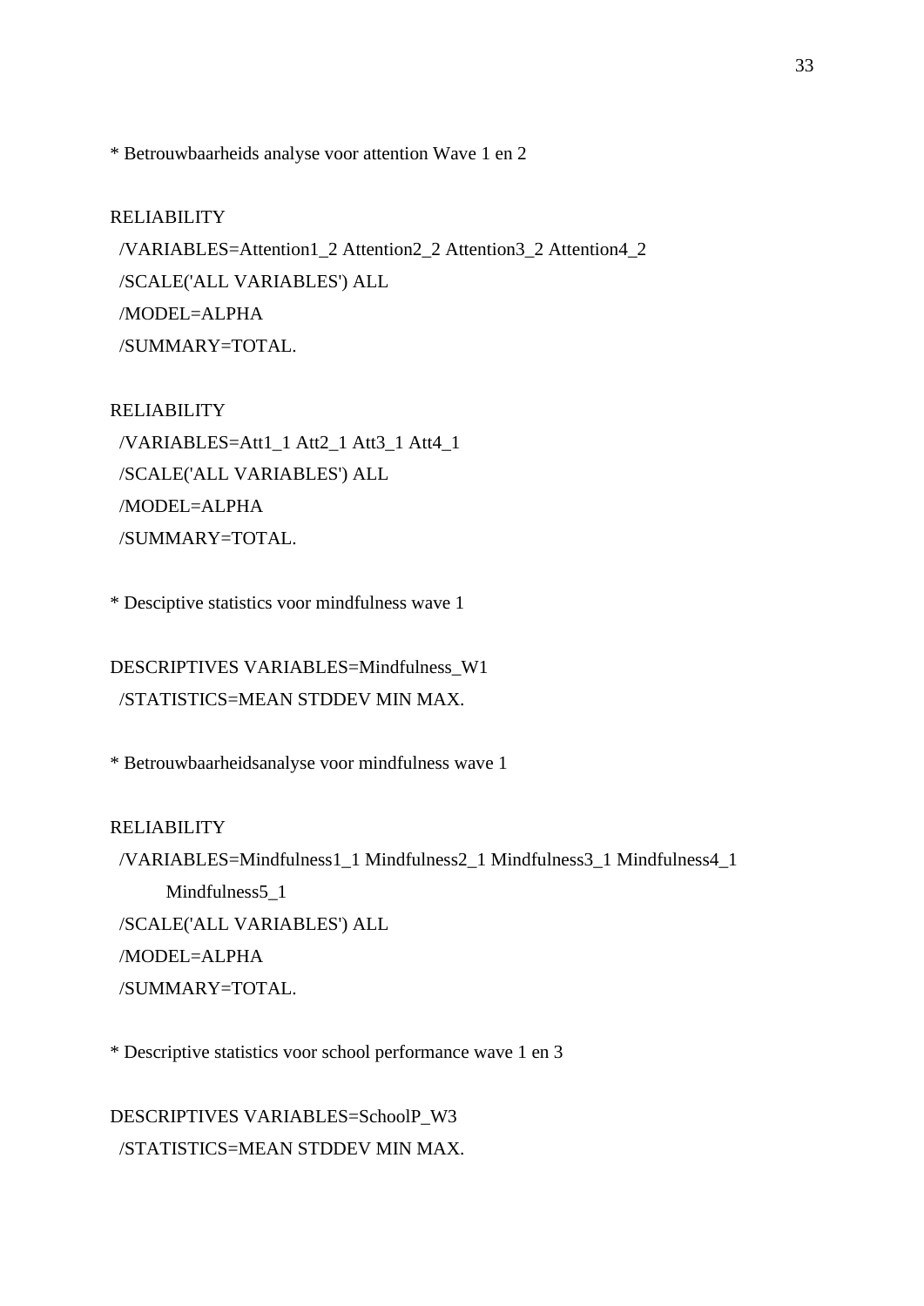```
* Betrouwbaarheids analyse voor attention Wave 1 en 2

RELIABILITY
  /VARIABLES=Attention1_2 Attention2_2 Attention3_2 Attention4_2
  /SCALE('ALL VARIABLES') ALL
  /MODEL=ALPHA
  /SUMMARY=TOTAL.

RELIABILITY
  /VARIABLES=Att1_1 Att2_1 Att3_1 Att4_1
  /SCALE('ALL VARIABLES') ALL
  /MODEL=ALPHA
  /SUMMARY=TOTAL.

* Desciptive statistics voor mindfulness wave 1

DESCRIPTIVES VARIABLES=Mindfulness_W1
  /STATISTICS=MEAN STDDEV MIN MAX.

* Betrouwbaarheidsanalyse voor mindfulness wave 1

RELIABILITY
  /VARIABLES=Mindfulness1_1 Mindfulness2_1 Mindfulness3_1 Mindfulness4_1
        Mindfulness5_1
  /SCALE('ALL VARIABLES') ALL
  /MODEL=ALPHA
  /SUMMARY=TOTAL.

* Descriptive statistics voor school performance wave 1 en 3

DESCRIPTIVES VARIABLES=SchoolP_W3
  /STATISTICS=MEAN STDDEV MIN MAX.
```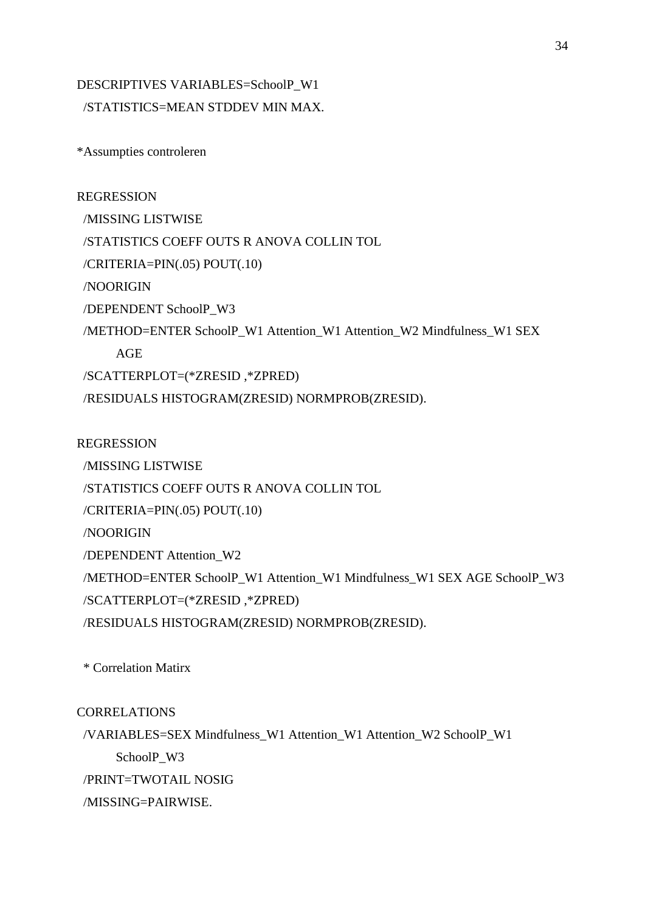```
DESCRIPTIVES VARIABLES=SchoolP_W1
  /STATISTICS=MEAN STDDEV MIN MAX.

*Assumpties controleren

REGRESSION
  /MISSING LISTWISE
  /STATISTICS COEFF OUTS R ANOVA COLLIN TOL
  /CRITERIA=PIN(.05) POUT(.10)
  /NOORIGIN
  /DEPENDENT SchoolP_W3
  /METHOD=ENTER SchoolP_W1 Attention_W1 Attention_W2 Mindfulness_W1 SEX
      AGE
  /SCATTERPLOT=(*ZRESID ,*ZPRED)
  /RESIDUALS HISTOGRAM(ZRESID) NORMPROB(ZRESID).

REGRESSION
  /MISSING LISTWISE
  /STATISTICS COEFF OUTS R ANOVA COLLIN TOL
  /CRITERIA=PIN(.05) POUT(.10)
  /NOORIGIN
  /DEPENDENT Attention_W2
  /METHOD=ENTER SchoolP_W1 Attention_W1 Mindfulness_W1 SEX AGE SchoolP_W3
  /SCATTERPLOT=(*ZRESID ,*ZPRED)
  /RESIDUALS HISTOGRAM(ZRESID) NORMPROB(ZRESID).

  * Correlation Matirx

CORRELATIONS
  /VARIABLES=SEX Mindfulness_W1 Attention_W1 Attention_W2 SchoolP_W1
      SchoolP_W3
  /PRINT=TWOTAIL NOSIG
  /MISSING=PAIRWISE.
```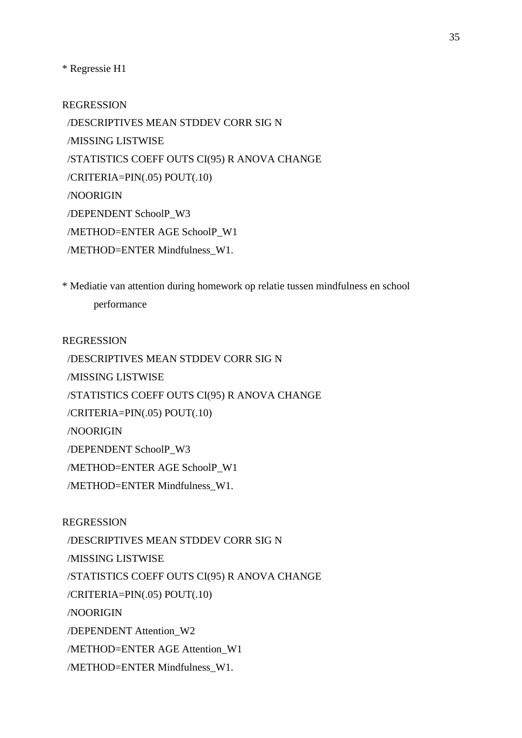```
* Regressie H1

REGRESSION
  /DESCRIPTIVES MEAN STDDEV CORR SIG N
  /MISSING LISTWISE
  /STATISTICS COEFF OUTS CI(95) R ANOVA CHANGE
  /CRITERIA=PIN(.05) POUT(.10)
  /NOORIGIN
  /DEPENDENT SchoolP_W3
  /METHOD=ENTER AGE SchoolP_W1
  /METHOD=ENTER Mindfulness_W1.

* Mediatie van attention during homework op relatie tussen mindfulness en school
      performance

REGRESSION
  /DESCRIPTIVES MEAN STDDEV CORR SIG N
  /MISSING LISTWISE
  /STATISTICS COEFF OUTS CI(95) R ANOVA CHANGE
  /CRITERIA=PIN(.05) POUT(.10)
  /NOORIGIN
  /DEPENDENT SchoolP_W3
  /METHOD=ENTER AGE SchoolP_W1
  /METHOD=ENTER Mindfulness_W1.

REGRESSION
  /DESCRIPTIVES MEAN STDDEV CORR SIG N
  /MISSING LISTWISE
  /STATISTICS COEFF OUTS CI(95) R ANOVA CHANGE
  /CRITERIA=PIN(.05) POUT(.10)
  /NOORIGIN
  /DEPENDENT Attention_W2
  /METHOD=ENTER AGE Attention_W1
  /METHOD=ENTER Mindfulness_W1.
```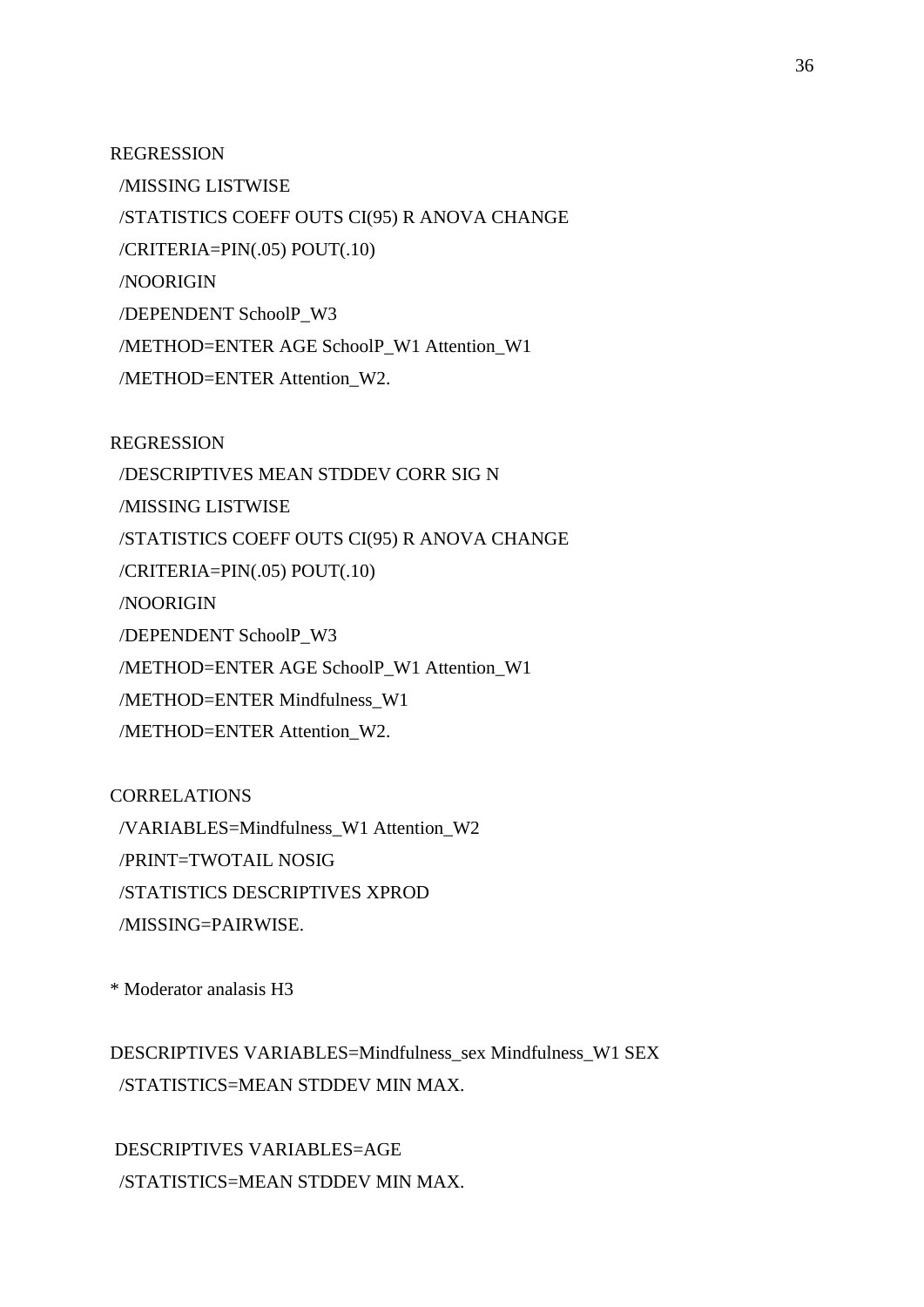```
REGRESSION
  /MISSING LISTWISE
  /STATISTICS COEFF OUTS CI(95) R ANOVA CHANGE
  /CRITERIA=PIN(.05) POUT(.10)
  /NOORIGIN
  /DEPENDENT SchoolP_W3
  /METHOD=ENTER AGE SchoolP_W1 Attention_W1
  /METHOD=ENTER Attention_W2.

REGRESSION
  /DESCRIPTIVES MEAN STDDEV CORR SIG N
  /MISSING LISTWISE
  /STATISTICS COEFF OUTS CI(95) R ANOVA CHANGE
  /CRITERIA=PIN(.05) POUT(.10)
  /NOORIGIN
  /DEPENDENT SchoolP_W3
  /METHOD=ENTER AGE SchoolP_W1 Attention_W1
  /METHOD=ENTER Mindfulness_W1
  /METHOD=ENTER Attention_W2.

CORRELATIONS
  /VARIABLES=Mindfulness_W1 Attention_W2
  /PRINT=TWOTAIL NOSIG
  /STATISTICS DESCRIPTIVES XPROD
  /MISSING=PAIRWISE.

* Moderator analasis H3

DESCRIPTIVES VARIABLES=Mindfulness_sex Mindfulness_W1 SEX
  /STATISTICS=MEAN STDDEV MIN MAX.

 DESCRIPTIVES VARIABLES=AGE
  /STATISTICS=MEAN STDDEV MIN MAX.
```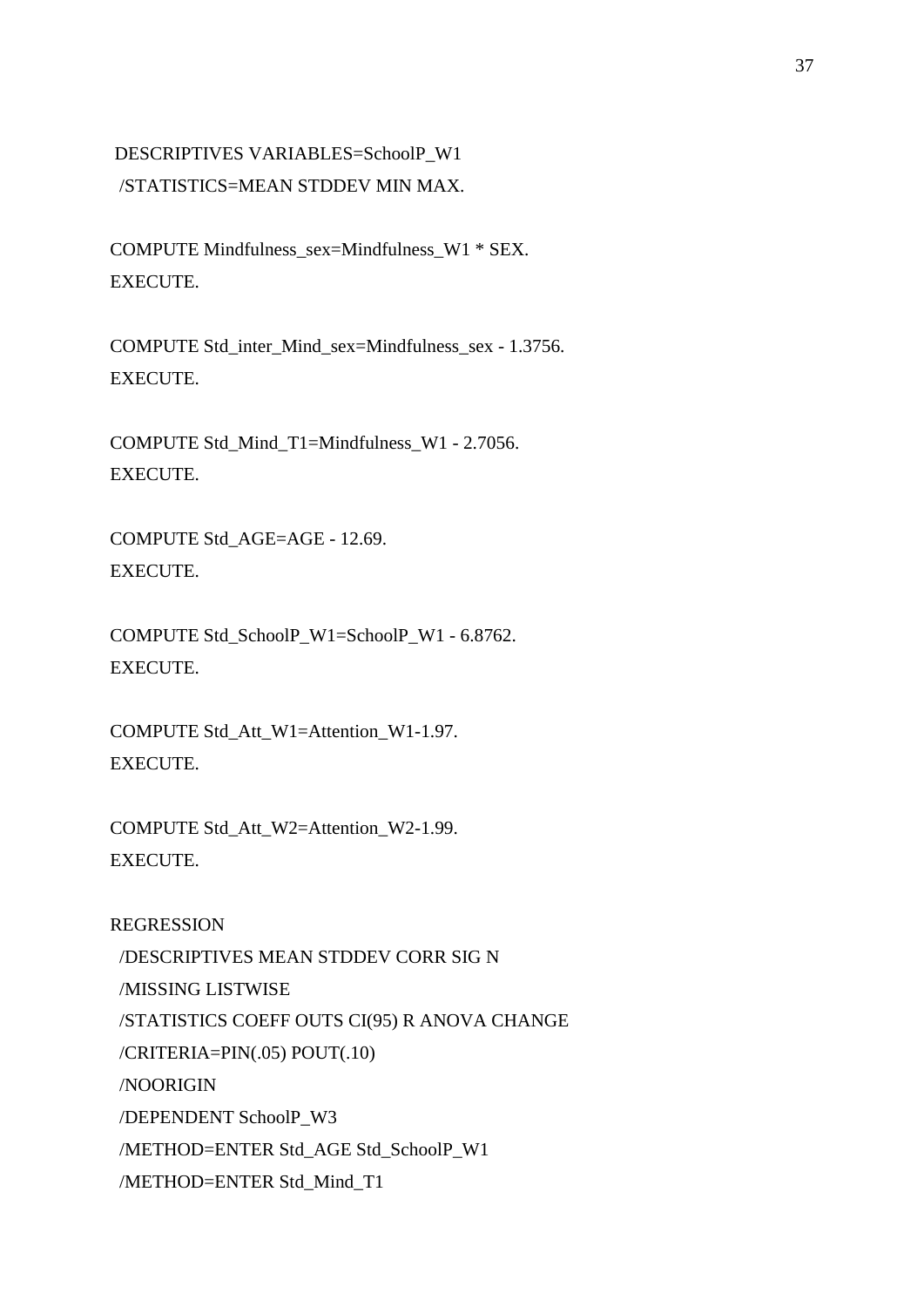```
DESCRIPTIVES VARIABLES=SchoolP_W1
  /STATISTICS=MEAN STDDEV MIN MAX.

COMPUTE Mindfulness_sex=Mindfulness_W1 * SEX.
EXECUTE.

COMPUTE Std_inter_Mind_sex=Mindfulness_sex - 1.3756.
EXECUTE.

COMPUTE Std_Mind_T1=Mindfulness_W1 - 2.7056.
EXECUTE.

COMPUTE Std_AGE=AGE - 12.69.
EXECUTE.

COMPUTE Std_SchoolP_W1=SchoolP_W1 - 6.8762.
EXECUTE.

COMPUTE Std_Att_W1=Attention_W1-1.97.
EXECUTE.

COMPUTE Std_Att_W2=Attention_W2-1.99.
EXECUTE.

REGRESSION
  /DESCRIPTIVES MEAN STDDEV CORR SIG N
  /MISSING LISTWISE
  /STATISTICS COEFF OUTS CI(95) R ANOVA CHANGE
  /CRITERIA=PIN(.05) POUT(.10)
  /NOORIGIN
  /DEPENDENT SchoolP_W3
  /METHOD=ENTER Std_AGE Std_SchoolP_W1
  /METHOD=ENTER Std_Mind_T1
```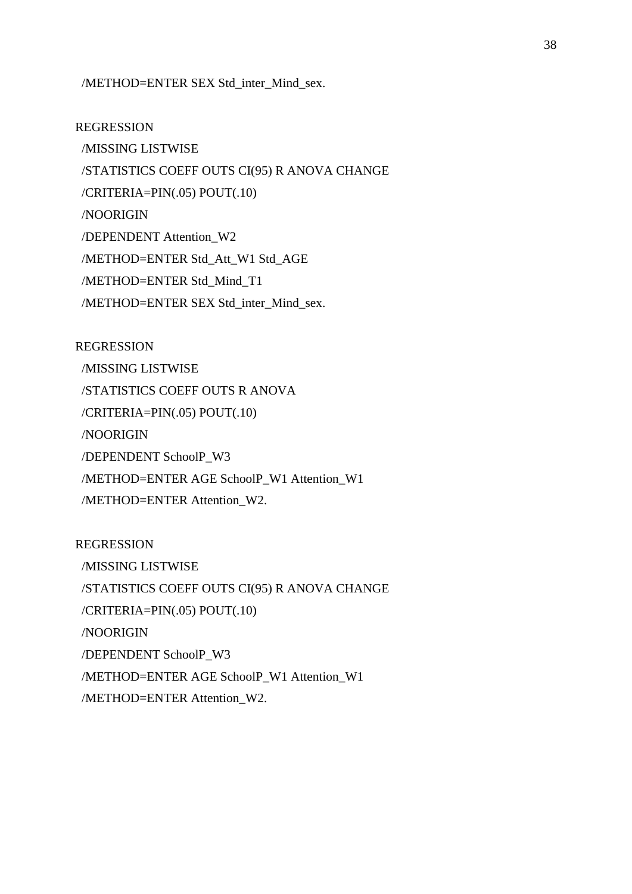```
  /METHOD=ENTER SEX Std_inter_Mind_sex.

REGRESSION
  /MISSING LISTWISE
  /STATISTICS COEFF OUTS CI(95) R ANOVA CHANGE
  /CRITERIA=PIN(.05) POUT(.10)
  /NOORIGIN
  /DEPENDENT Attention_W2
  /METHOD=ENTER Std_Att_W1 Std_AGE
  /METHOD=ENTER Std_Mind_T1
  /METHOD=ENTER SEX Std_inter_Mind_sex.

REGRESSION
  /MISSING LISTWISE
  /STATISTICS COEFF OUTS R ANOVA
  /CRITERIA=PIN(.05) POUT(.10)
  /NOORIGIN
  /DEPENDENT SchoolP_W3
  /METHOD=ENTER AGE SchoolP_W1 Attention_W1
  /METHOD=ENTER Attention_W2.

REGRESSION
  /MISSING LISTWISE
  /STATISTICS COEFF OUTS CI(95) R ANOVA CHANGE
  /CRITERIA=PIN(.05) POUT(.10)
  /NOORIGIN
  /DEPENDENT SchoolP_W3
  /METHOD=ENTER AGE SchoolP_W1 Attention_W1
  /METHOD=ENTER Attention_W2.
```